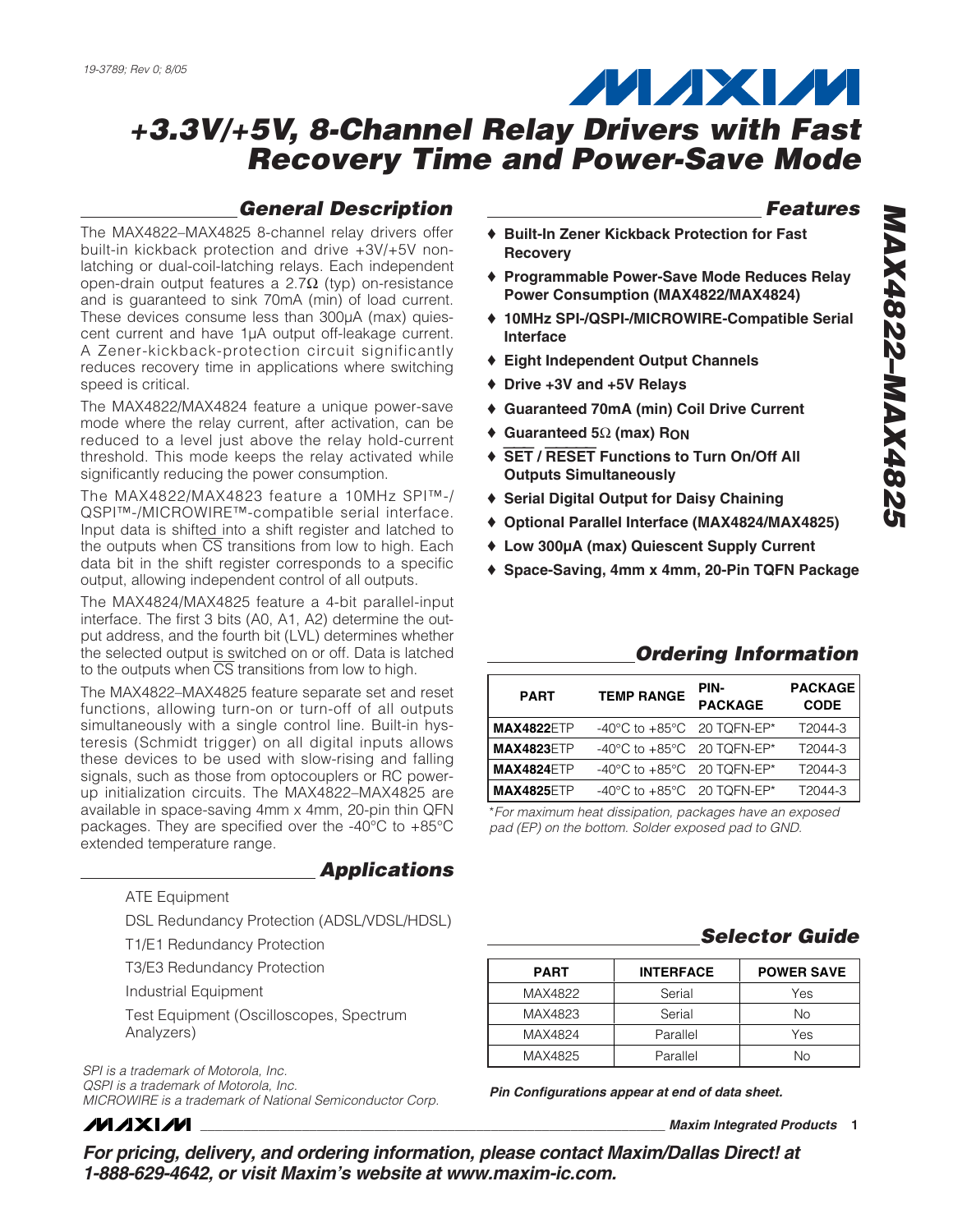19-3789; Rev 0; 8/05

# +3.3V/+5V, 8-Channel Relay Drivers with Fast Recovery Time and Power-Save Mode

## General Description

The MAX4822–MAX4825 8-channel relay drivers offer built-in kickback protection and drive +3V/+5V nonlatching or dual-coil-latching relays. Each independent open-drain output features a 2.7Ω (typ) on-resistance and is guaranteed to sink 70mA (min) of load current. These devices consume less than 300µA (max) quiescent current and have 1µA output off-leakage current. A Zener-kickback-protection circuit significantly reduces recovery time in applications where switching speed is critical.

The MAX4822/MAX4824 feature a unique power-save mode where the relay current, after activation, can be reduced to a level just above the relay hold-current threshold. This mode keeps the relay activated while significantly reducing the power consumption.

The MAX4822/MAX4823 feature a 10MHz SPI™-/QSPI™-/MICROWIRE™-compatible serial interface. Input data is shifted into a shift register and latched to the outputs when CS transitions from low to high. Each data bit in the shift register corresponds to a specific output, allowing independent control of all outputs.

The MAX4824/MAX4825 feature a 4-bit parallel-input interface. The first 3 bits (A0, A1, A2) determine the output address, and the fourth bit (LVL) determines whether the selected output is switched on or off. Data is latched to the outputs when CS transitions from low to high.

The MAX4822–MAX4825 feature separate set and reset functions, allowing turn-on or turn-off of all outputs simultaneously with a single control line. Built-in hysteresis (Schmidt trigger) on all digital inputs allows these devices to be used with slow-rising and falling signals, such as those from optocouplers or RC power-up initialization circuits. The MAX4822–MAX4825 are available in space-saving 4mm x 4mm, 20-pin thin QFN packages. They are specified over the -40°C to +85°C extended temperature range.

## Applications

ATE Equipment

DSL Redundancy Protection (ADSL/VDSL/HDSL)

T1/E1 Redundancy Protection

T3/E3 Redundancy Protection

Industrial Equipment

Test Equipment (Oscilloscopes, Spectrum Analyzers)

*SPI is a trademark of Motorola, Inc.*
*QSPI is a trademark of Motorola, Inc.*
*MICROWIRE is a trademark of National Semiconductor Corp.*

## Features

- ♦ **Built-In Zener Kickback Protection for Fast Recovery**
- ♦ **Programmable Power-Save Mode Reduces Relay Power Consumption (MAX4822/MAX4824)**
- ♦ **10MHz SPI-/QSPI-/MICROWIRE-Compatible Serial Interface**
- ♦ **Eight Independent Output Channels**
- ♦ **Drive +3V and +5V Relays**
- ♦ **Guaranteed 70mA (min) Coil Drive Current**
- ♦ **Guaranteed 5Ω (max) $R_{ON}$**
- ♦ **SET / RESET Functions to Turn On/Off All Outputs Simultaneously**
- ♦ **Serial Digital Output for Daisy Chaining**
- ♦ **Optional Parallel Interface (MAX4824/MAX4825)**
- ♦ **Low 300µA (max) Quiescent Supply Current**
- ♦ **Space-Saving, 4mm x 4mm, 20-Pin TQFN Package**

## Ordering Information

| PART | TEMP RANGE | PIN-PACKAGE | PACKAGE CODE |
|---|---|---|---|
| **MAX4822**ETP | -40°C to +85°C | 20 TQFN-EP* | T2044-3 |
| **MAX4823**ETP | -40°C to +85°C | 20 TQFN-EP* | T2044-3 |
| **MAX4824**ETP | -40°C to +85°C | 20 TQFN-EP* | T2044-3 |
| **MAX4825**ETP | -40°C to +85°C | 20 TQFN-EP* | T2044-3 |

*\*For maximum heat dissipation, packages have an exposed pad (EP) on the bottom. Solder exposed pad to GND.*

## Selector Guide

| PART | INTERFACE | POWER SAVE |
|---|---|---|
| MAX4822 | Serial | Yes |
| MAX4823 | Serial | No |
| MAX4824 | Parallel | Yes |
| MAX4825 | Parallel | No |

***Pin Configurations appear at end of data sheet.***

***For pricing, delivery, and ordering information, please contact Maxim/Dallas Direct! at 1-888-629-4642, or visit Maxim's website at www.maxim-ic.com.***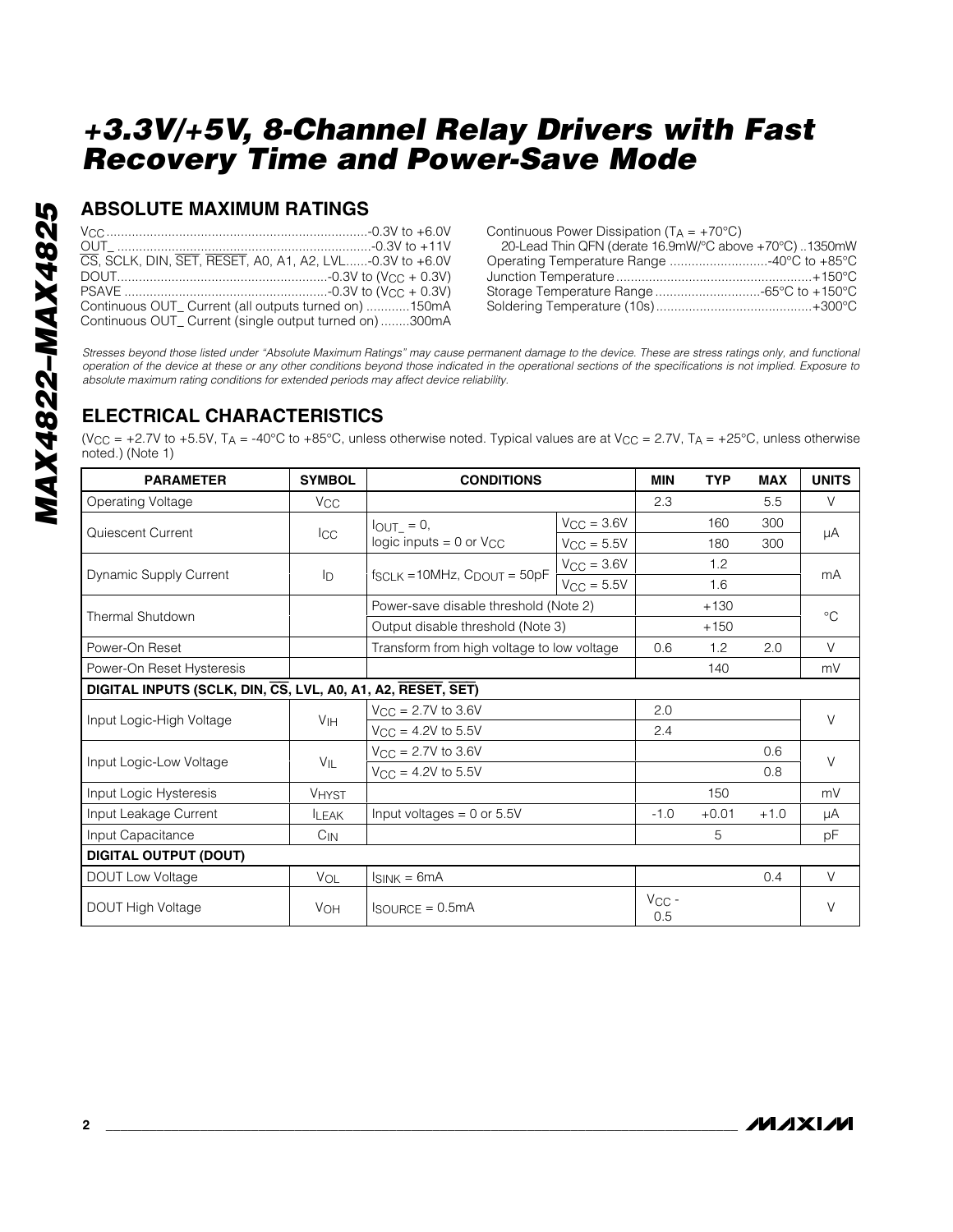# +3.3V/+5V, 8-Channel Relay Drivers with Fast Recovery Time and Power-Save Mode

## ABSOLUTE MAXIMUM RATINGS

$V_{CC}$ .......................................................................-0.3V to +6.0V
OUT_ .....................................................................-0.3V to +11V
$\overline{CS}$, SCLK, DIN, $\overline{SET}$, $\overline{RESET}$, A0, A1, A2, LVL......-0.3V to +6.0V
DOUT.........................................................-0.3V to ($V_{CC}$ + 0.3V)
PSAVE .......................................................-0.3V to ($V_{CC}$ + 0.3V)
Continuous OUT_ Current (all outputs turned on) ............150mA
Continuous OUT_ Current (single output turned on) ........300mA

Continuous Power Dissipation ($T_A$ = +70°C)
20-Lead Thin QFN (derate 16.9mW/°C above +70°C) ..1350mW
Operating Temperature Range ...........................-40°C to +85°C
Junction Temperature......................................................+150°C
Storage Temperature Range .............................-65°C to +150°C
Soldering Temperature (10s)...........................................+300°C

*Stresses beyond those listed under "Absolute Maximum Ratings" may cause permanent damage to the device. These are stress ratings only, and functional operation of the device at these or any other conditions beyond those indicated in the operational sections of the specifications is not implied. Exposure to absolute maximum rating conditions for extended periods may affect device reliability.*

## ELECTRICAL CHARACTERISTICS

($V_{CC}$ = +2.7V to +5.5V, $T_A$ = -40°C to +85°C, unless otherwise noted. Typical values are at $V_{CC}$ = 2.7V, $T_A$ = +25°C, unless otherwise noted.) (Note 1)

| PARAMETER | SYMBOL | CONDITIONS | | MIN | TYP | MAX | UNITS |
|---|---|---|---|---|---|---|---|
| Operating Voltage | $V_{CC}$ | | | 2.3 | | 5.5 | V |
| Quiescent Current | $I_{CC}$ | $I_{OUT\_}$ = 0, logic inputs = 0 or $V_{CC}$ | $V_{CC}$ = 3.6V | | 160 | 300 | µA |
| | | | $V_{CC}$ = 5.5V | | 180 | 300 | |
| Dynamic Supply Current | $I_D$ | $f_{SCLK}$ =10MHz, $C_{DOUT}$ = 50pF | $V_{CC}$ = 3.6V | | 1.2 | | mA |
| | | | $V_{CC}$ = 5.5V | | 1.6 | | |
| Thermal Shutdown | | Power-save disable threshold (Note 2) | | | +130 | | °C |
| | | Output disable threshold (Note 3) | | | +150 | | |
| Power-On Reset | | Transform from high voltage to low voltage | | 0.6 | 1.2 | 2.0 | V |
| Power-On Reset Hysteresis | | | | | 140 | | mV |
| **DIGITAL INPUTS (SCLK, DIN, $\overline{CS}$, LVL, A0, A1, A2, $\overline{RESET}$, $\overline{SET}$)** | | | | | | | |
| Input Logic-High Voltage | $V_{IH}$ | $V_{CC}$ = 2.7V to 3.6V | | 2.0 | | | V |
| | | $V_{CC}$ = 4.2V to 5.5V | | 2.4 | | | |
| Input Logic-Low Voltage | $V_{IL}$ | $V_{CC}$ = 2.7V to 3.6V | | | | 0.6 | V |
| | | $V_{CC}$ = 4.2V to 5.5V | | | | 0.8 | |
| Input Logic Hysteresis | $V_{HYST}$ | | | | 150 | | mV |
| Input Leakage Current | $I_{LEAK}$ | Input voltages = 0 or 5.5V | | -1.0 | +0.01 | +1.0 | µA |
| Input Capacitance | $C_{IN}$ | | | | 5 | | pF |
| **DIGITAL OUTPUT (DOUT)** | | | | | | | |
| DOUT Low Voltage | $V_{OL}$ | $I_{SINK}$ = 6mA | | | | 0.4 | V |
| DOUT High Voltage | $V_{OH}$ | $I_{SOURCE}$ = 0.5mA | | $V_{CC}$ - 0.5 | | | V |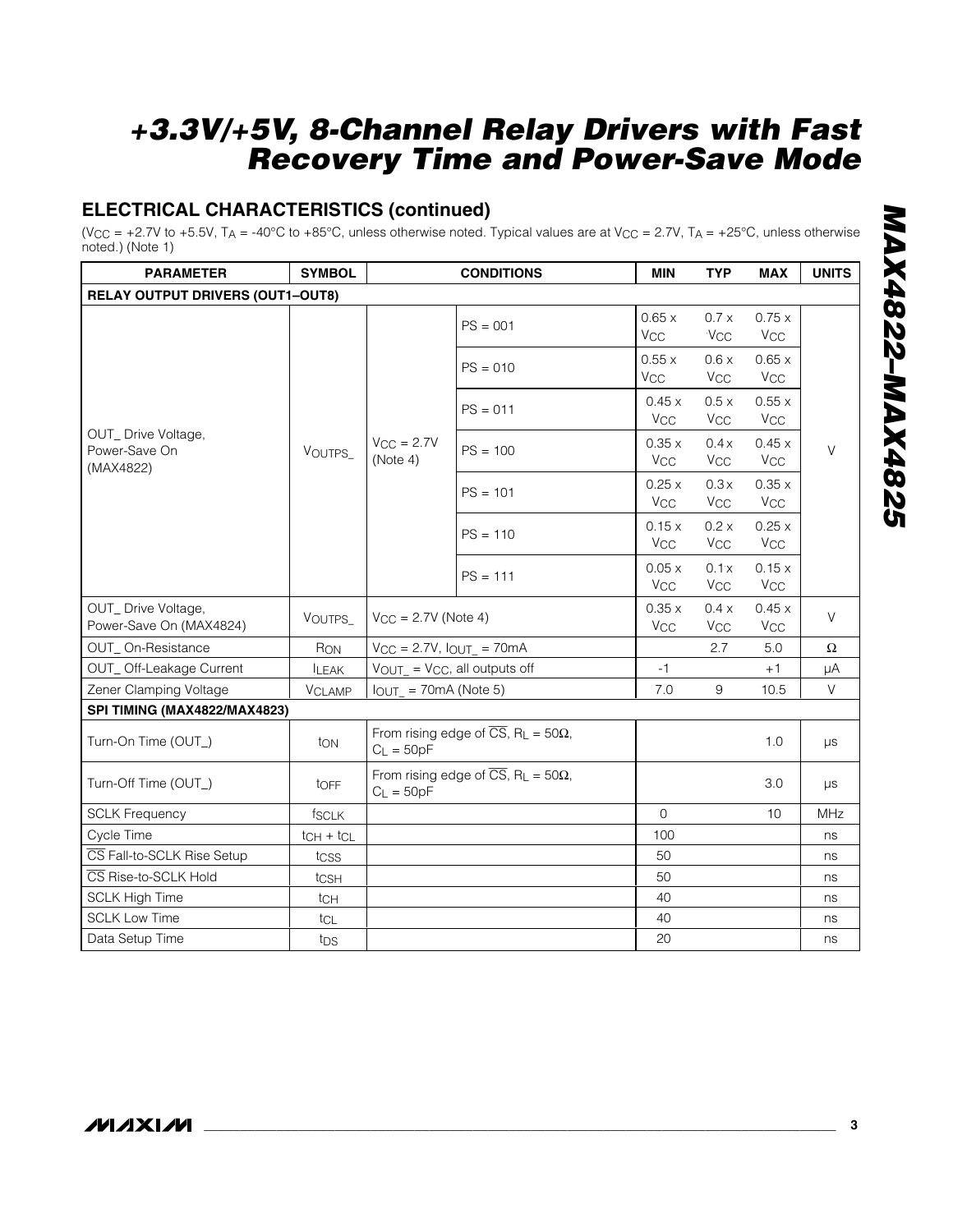## ELECTRICAL CHARACTERISTICS (continued)

($V_{CC}$ = +2.7V to +5.5V, $T_A$ = -40°C to +85°C, unless otherwise noted. Typical values are at $V_{CC}$ = 2.7V, $T_A$ = +25°C, unless otherwise noted.) (Note 1)

| PARAMETER | SYMBOL | CONDITIONS | | MIN | TYP | MAX | UNITS |
|---|---|---|---|---|---|---|---|
| **RELAY OUTPUT DRIVERS (OUT1–OUT8)** | | | | | | | |
| OUT_ Drive Voltage, Power-Save On (MAX4822) | $V_{OUTPS\_}$ | $V_{CC}$ = 2.7V (Note 4) | PS = 001 | 0.65 x $V_{CC}$ | 0.7 x $V_{CC}$ | 0.75 x $V_{CC}$ | V |
| | | | PS = 010 | 0.55 x $V_{CC}$ | 0.6 x $V_{CC}$ | 0.65 x $V_{CC}$ | |
| | | | PS = 011 | 0.45 x $V_{CC}$ | 0.5 x $V_{CC}$ | 0.55 x $V_{CC}$ | |
| | | | PS = 100 | 0.35 x $V_{CC}$ | 0.4 x $V_{CC}$ | 0.45 x $V_{CC}$ | |
| | | | PS = 101 | 0.25 x $V_{CC}$ | 0.3 x $V_{CC}$ | 0.35 x $V_{CC}$ | |
| | | | PS = 110 | 0.15 x $V_{CC}$ | 0.2 x $V_{CC}$ | 0.25 x $V_{CC}$ | |
| | | | PS = 111 | 0.05 x $V_{CC}$ | 0.1 x $V_{CC}$ | 0.15 x $V_{CC}$ | |
| OUT_ Drive Voltage, Power-Save On (MAX4824) | $V_{OUTPS\_}$ | $V_{CC}$ = 2.7V (Note 4) | | 0.35 x $V_{CC}$ | 0.4 x $V_{CC}$ | 0.45 x $V_{CC}$ | V |
| OUT_ On-Resistance | $R_{ON}$ | $V_{CC}$ = 2.7V, $I_{OUT\_}$ = 70mA | | | 2.7 | 5.0 | Ω |
| OUT_ Off-Leakage Current | $I_{LEAK}$ | $V_{OUT\_}$ = $V_{CC}$, all outputs off | | -1 | | +1 | µA |
| Zener Clamping Voltage | $V_{CLAMP}$ | $I_{OUT\_}$ = 70mA (Note 5) | | 7.0 | 9 | 10.5 | V |
| **SPI TIMING (MAX4822/MAX4823)** | | | | | | | |
| Turn-On Time (OUT_) | $t_{ON}$ | From rising edge of $\overline{CS}$, $R_L$ = 50Ω, $C_L$ = 50pF | | | | 1.0 | µs |
| Turn-Off Time (OUT_) | $t_{OFF}$ | From rising edge of $\overline{CS}$, $R_L$ = 50Ω, $C_L$ = 50pF | | | | 3.0 | µs |
| SCLK Frequency | $f_{SCLK}$ | | | 0 | | 10 | MHz |
| Cycle Time | $t_{CH} + t_{CL}$ | | | 100 | | | ns |
| $\overline{CS}$ Fall-to-SCLK Rise Setup | $t_{CSS}$ | | | 50 | | | ns |
| $\overline{CS}$ Rise-to-SCLK Hold | $t_{CSH}$ | | | 50 | | | ns |
| SCLK High Time | $t_{CH}$ | | | 40 | | | ns |
| SCLK Low Time | $t_{CL}$ | | | 40 | | | ns |
| Data Setup Time | $t_{DS}$ | | | 20 | | | ns |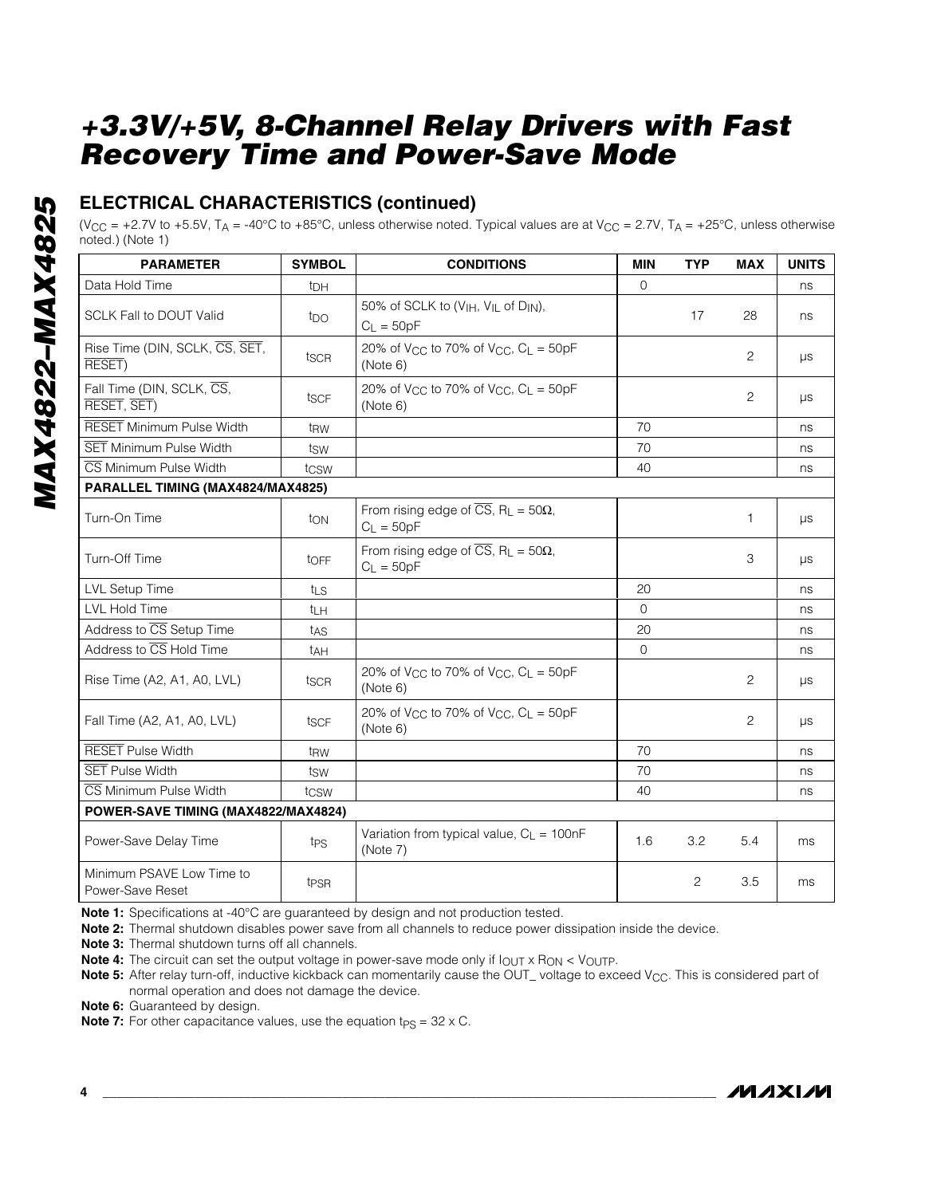## ELECTRICAL CHARACTERISTICS (continued)

($V_{CC}$ = +2.7V to +5.5V, $T_A$ = -40°C to +85°C, unless otherwise noted. Typical values are at $V_{CC}$ = 2.7V, $T_A$ = +25°C, unless otherwise noted.) (Note 1)

| PARAMETER | SYMBOL | CONDITIONS | MIN | TYP | MAX | UNITS |
|---|---|---|---|---|---|---|
| Data Hold Time | $t_{DH}$ | | 0 | | | ns |
| SCLK Fall to DOUT Valid | $t_{DO}$ | 50% of SCLK to ($V_{IH}$, $V_{IL}$ of $D_{IN}$), $C_L$ = 50pF | | 17 | 28 | ns |
| Rise Time (DIN, SCLK, $\overline{CS}$, $\overline{SET}$, $\overline{RESET}$) | $t_{SCR}$ | 20% of $V_{CC}$ to 70% of $V_{CC}$, $C_L$ = 50pF (Note 6) | | | 2 | µs |
| Fall Time (DIN, SCLK, $\overline{CS}$, $\overline{RESET}$, $\overline{SET}$) | $t_{SCF}$ | 20% of $V_{CC}$ to 70% of $V_{CC}$, $C_L$ = 50pF (Note 6) | | | 2 | µs |
| $\overline{RESET}$ Minimum Pulse Width | $t_{RW}$ | | 70 | | | ns |
| $\overline{SET}$ Minimum Pulse Width | $t_{SW}$ | | 70 | | | ns |
| $\overline{CS}$ Minimum Pulse Width | $t_{CSW}$ | | 40 | | | ns |
| **PARALLEL TIMING (MAX4824/MAX4825)** | | | | | | |
| Turn-On Time | $t_{ON}$ | From rising edge of $\overline{CS}$, $R_L$ = 50Ω, $C_L$ = 50pF | | | 1 | µs |
| Turn-Off Time | $t_{OFF}$ | From rising edge of $\overline{CS}$, $R_L$ = 50Ω, $C_L$ = 50pF | | | 3 | µs |
| LVL Setup Time | $t_{LS}$ | | 20 | | | ns |
| LVL Hold Time | $t_{LH}$ | | 0 | | | ns |
| Address to $\overline{CS}$ Setup Time | $t_{AS}$ | | 20 | | | ns |
| Address to $\overline{CS}$ Hold Time | $t_{AH}$ | | 0 | | | ns |
| Rise Time (A2, A1, A0, LVL) | $t_{SCR}$ | 20% of $V_{CC}$ to 70% of $V_{CC}$, $C_L$ = 50pF (Note 6) | | | 2 | µs |
| Fall Time (A2, A1, A0, LVL) | $t_{SCF}$ | 20% of $V_{CC}$ to 70% of $V_{CC}$, $C_L$ = 50pF (Note 6) | | | 2 | µs |
| $\overline{RESET}$ Pulse Width | $t_{RW}$ | | 70 | | | ns |
| $\overline{SET}$ Pulse Width | $t_{SW}$ | | 70 | | | ns |
| $\overline{CS}$ Minimum Pulse Width | $t_{CSW}$ | | 40 | | | ns |
| **POWER-SAVE TIMING (MAX4822/MAX4824)** | | | | | | |
| Power-Save Delay Time | $t_{PS}$ | Variation from typical value, $C_L$ = 100nF (Note 7) | 1.6 | 3.2 | 5.4 | ms |
| Minimum PSAVE Low Time to Power-Save Reset | $t_{PSR}$ | | | 2 | 3.5 | ms |

**Note 1:** Specifications at -40°C are guaranteed by design and not production tested.

**Note 2:** Thermal shutdown disables power save from all channels to reduce power dissipation inside the device.

**Note 3:** Thermal shutdown turns off all channels.

**Note 4:** The circuit can set the output voltage in power-save mode only if $I_{OUT} \times R_{ON} < V_{OUTP}$.

**Note 5:** After relay turn-off, inductive kickback can momentarily cause the OUT_ voltage to exceed $V_{CC}$. This is considered part of normal operation and does not damage the device.

**Note 6:** Guaranteed by design.

**Note 7:** For other capacitance values, use the equation $t_{PS} = 32 \times C$.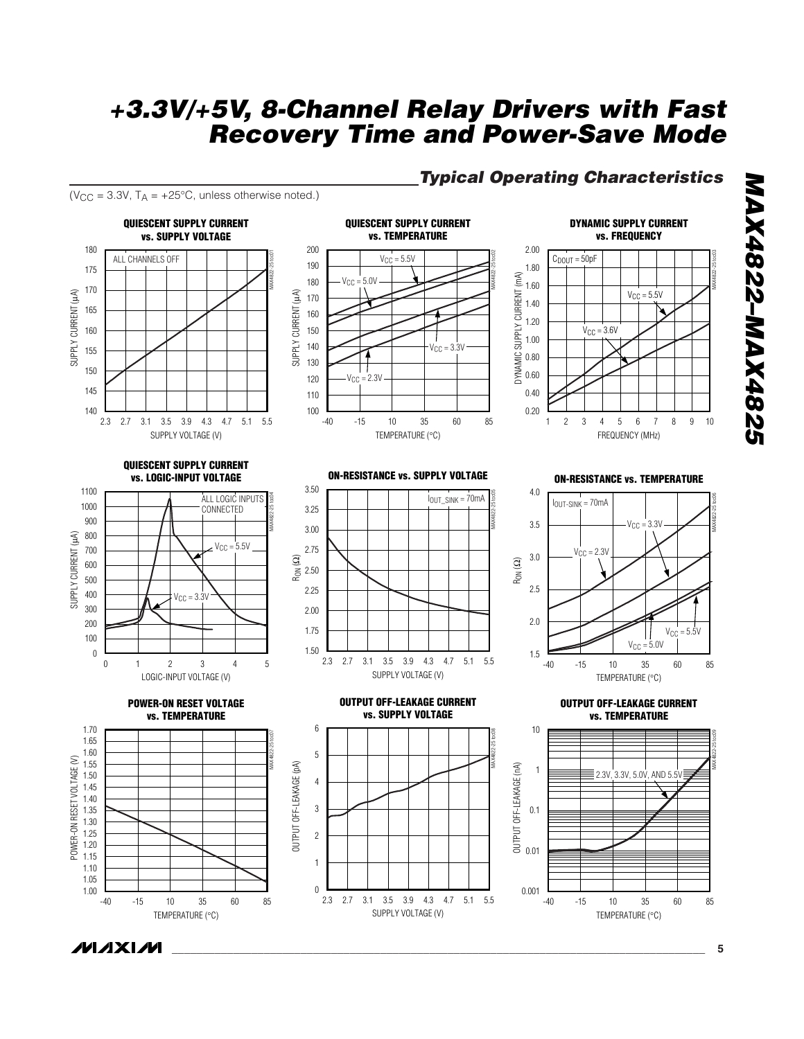## Typical Operating Characteristics

($V_{CC}$ = 3.3V, $T_A$ = +25°C, unless otherwise noted.)

**QUIESCENT SUPPLY CURRENT vs. SUPPLY VOLTAGE**

**QUIESCENT SUPPLY CURRENT vs. TEMPERATURE**

**DYNAMIC SUPPLY CURRENT vs. FREQUENCY**

**QUIESCENT SUPPLY CURRENT vs. LOGIC-INPUT VOLTAGE**

**ON-RESISTANCE vs. SUPPLY VOLTAGE**

**ON-RESISTANCE vs. TEMPERATURE**

**POWER-ON RESET VOLTAGE vs. TEMPERATURE**

**OUTPUT OFF-LEAKAGE CURRENT vs. SUPPLY VOLTAGE**

**OUTPUT OFF-LEAKAGE CURRENT vs. TEMPERATURE**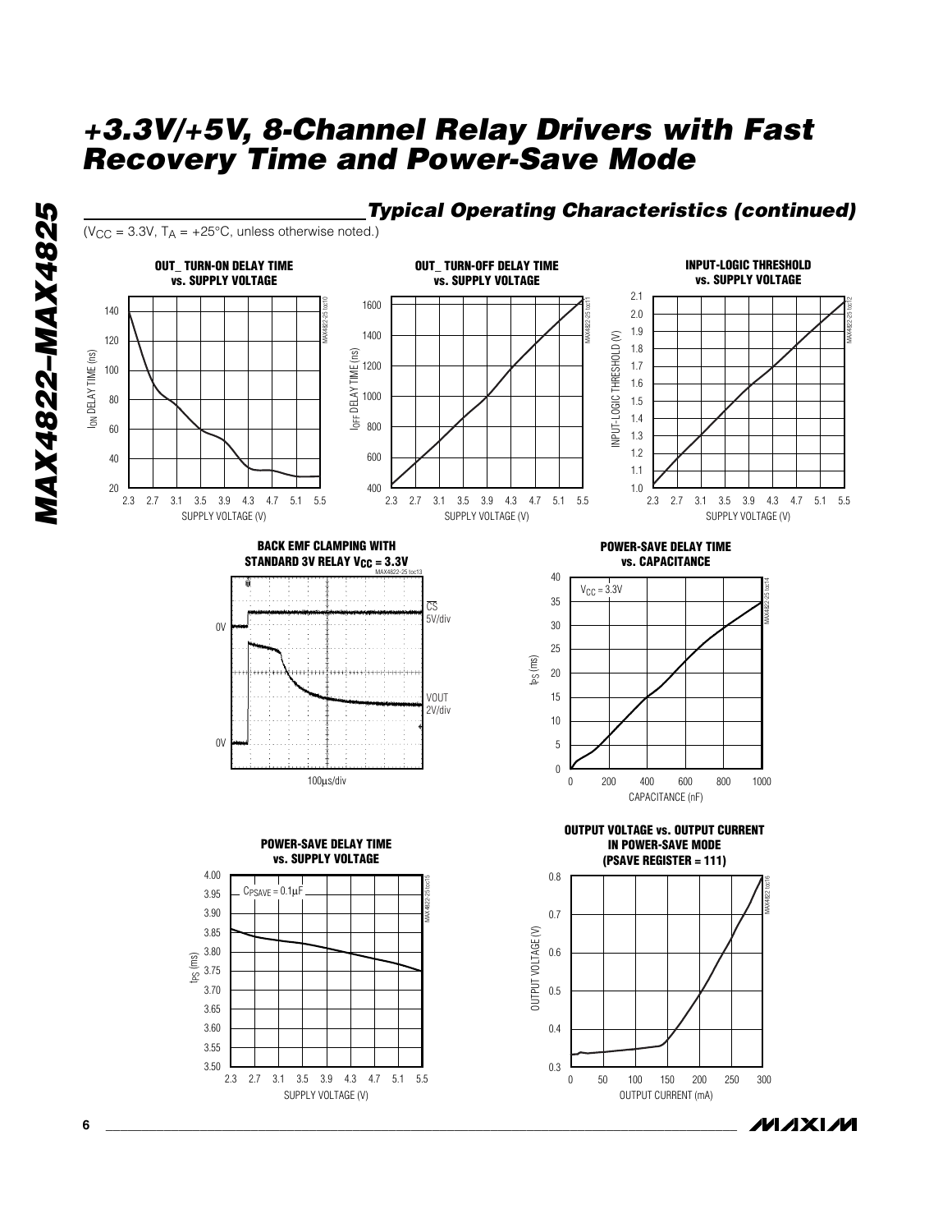## Typical Operating Characteristics (continued)

($V_{CC}$ = 3.3V, $T_A$ = +25°C, unless otherwise noted.)

**OUT_ TURN-ON DELAY TIME vs. SUPPLY VOLTAGE**

**OUT_ TURN-OFF DELAY TIME vs. SUPPLY VOLTAGE**

**INPUT-LOGIC THRESHOLD vs. SUPPLY VOLTAGE**

**BACK EMF CLAMPING WITH STANDARD 3V RELAY $V_{CC}$ = 3.3V**

**POWER-SAVE DELAY TIME vs. CAPACITANCE**

**POWER-SAVE DELAY TIME vs. SUPPLY VOLTAGE**

**OUTPUT VOLTAGE vs. OUTPUT CURRENT IN POWER-SAVE MODE (PSAVE REGISTER = 111)**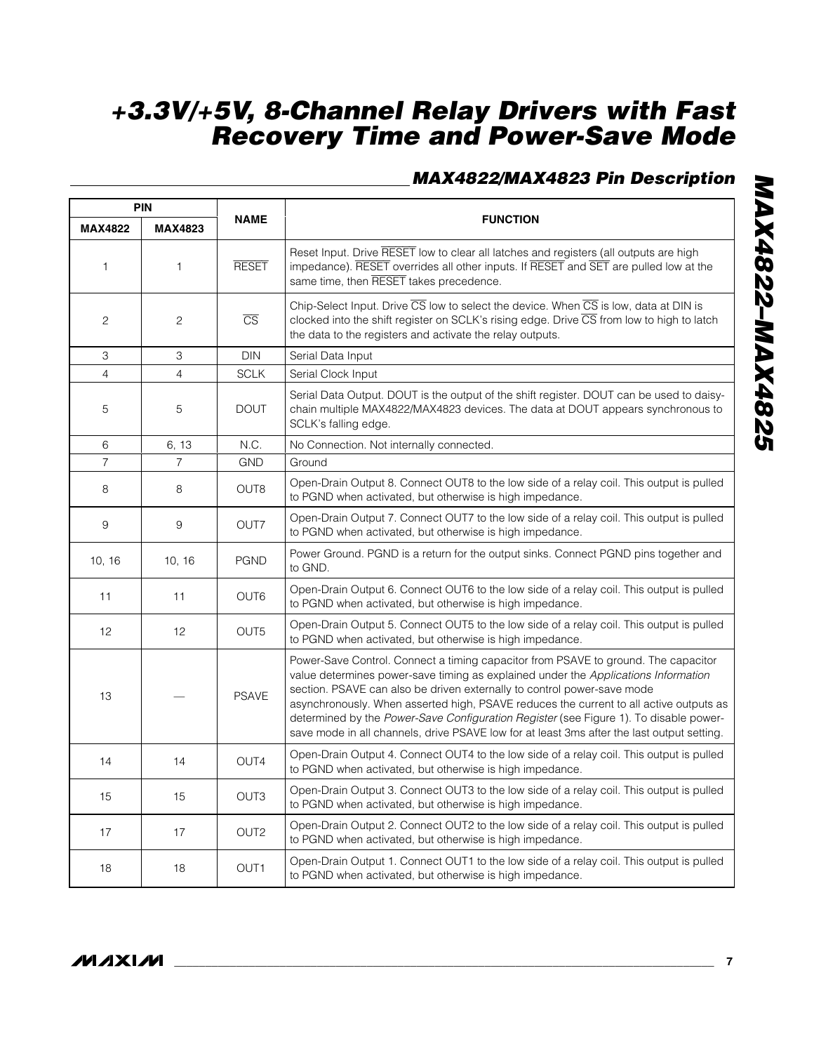## MAX4822/MAX4823 Pin Description

| PIN | | NAME | FUNCTION |
|---|---|---|---|
| MAX4822 | MAX4823 | | |
| 1 | 1 | RESET | Reset Input. Drive RESET low to clear all latches and registers (all outputs are high impedance). RESET overrides all other inputs. If RESET and SET are pulled low at the same time, then RESET takes precedence. |
| 2 | 2 | CS | Chip-Select Input. Drive CS low to select the device. When CS is low, data at DIN is clocked into the shift register on SCLK's rising edge. Drive CS from low to high to latch the data to the registers and activate the relay outputs. |
| 3 | 3 | DIN | Serial Data Input |
| 4 | 4 | SCLK | Serial Clock Input |
| 5 | 5 | DOUT | Serial Data Output. DOUT is the output of the shift register. DOUT can be used to daisy-chain multiple MAX4822/MAX4823 devices. The data at DOUT appears synchronous to SCLK's falling edge. |
| 6 | 6, 13 | N.C. | No Connection. Not internally connected. |
| 7 | 7 | GND | Ground |
| 8 | 8 | OUT8 | Open-Drain Output 8. Connect OUT8 to the low side of a relay coil. This output is pulled to PGND when activated, but otherwise is high impedance. |
| 9 | 9 | OUT7 | Open-Drain Output 7. Connect OUT7 to the low side of a relay coil. This output is pulled to PGND when activated, but otherwise is high impedance. |
| 10, 16 | 10, 16 | PGND | Power Ground. PGND is a return for the output sinks. Connect PGND pins together and to GND. |
| 11 | 11 | OUT6 | Open-Drain Output 6. Connect OUT6 to the low side of a relay coil. This output is pulled to PGND when activated, but otherwise is high impedance. |
| 12 | 12 | OUT5 | Open-Drain Output 5. Connect OUT5 to the low side of a relay coil. This output is pulled to PGND when activated, but otherwise is high impedance. |
| 13 | — | PSAVE | Power-Save Control. Connect a timing capacitor from PSAVE to ground. The capacitor value determines power-save timing as explained under the *Applications Information* section. PSAVE can also be driven externally to control power-save mode asynchronously. When asserted high, PSAVE reduces the current to all active outputs as determined by the *Power-Save Configuration Register* (see Figure 1). To disable power-save mode in all channels, drive PSAVE low for at least 3ms after the last output setting. |
| 14 | 14 | OUT4 | Open-Drain Output 4. Connect OUT4 to the low side of a relay coil. This output is pulled to PGND when activated, but otherwise is high impedance. |
| 15 | 15 | OUT3 | Open-Drain Output 3. Connect OUT3 to the low side of a relay coil. This output is pulled to PGND when activated, but otherwise is high impedance. |
| 17 | 17 | OUT2 | Open-Drain Output 2. Connect OUT2 to the low side of a relay coil. This output is pulled to PGND when activated, but otherwise is high impedance. |
| 18 | 18 | OUT1 | Open-Drain Output 1. Connect OUT1 to the low side of a relay coil. This output is pulled to PGND when activated, but otherwise is high impedance. |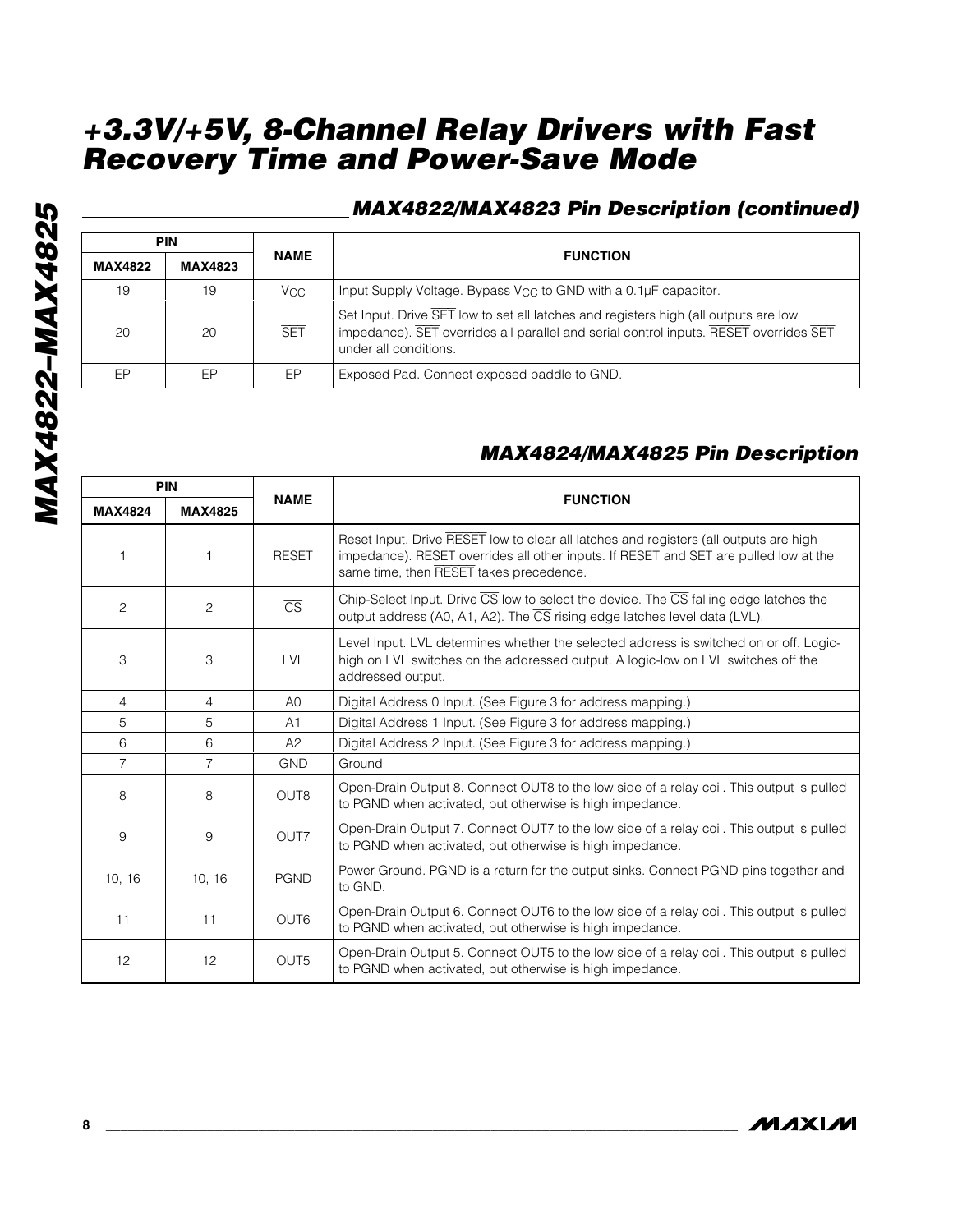## MAX4822/MAX4823 Pin Description (continued)

| PIN | | NAME | FUNCTION |
|---|---|---|---|
| MAX4822 | MAX4823 | | |
| 19 | 19 | $V_{CC}$ | Input Supply Voltage. Bypass $V_{CC}$ to GND with a 0.1µF capacitor. |
| 20 | 20 | $\overline{SET}$ | Set Input. Drive $\overline{SET}$ low to set all latches and registers high (all outputs are low impedance). $\overline{SET}$ overrides all parallel and serial control inputs. $\overline{RESET}$ overrides $\overline{SET}$ under all conditions. |
| EP | EP | EP | Exposed Pad. Connect exposed paddle to GND. |

## MAX4824/MAX4825 Pin Description

| PIN | | NAME | FUNCTION |
|---|---|---|---|
| MAX4824 | MAX4825 | | |
| 1 | 1 | $\overline{RESET}$ | Reset Input. Drive $\overline{RESET}$ low to clear all latches and registers (all outputs are high impedance). $\overline{RESET}$ overrides all other inputs. If $\overline{RESET}$ and $\overline{SET}$ are pulled low at the same time, then $\overline{RESET}$ takes precedence. |
| 2 | 2 | $\overline{CS}$ | Chip-Select Input. Drive $\overline{CS}$ low to select the device. The $\overline{CS}$ falling edge latches the output address (A0, A1, A2). The $\overline{CS}$ rising edge latches level data (LVL). |
| 3 | 3 | LVL | Level Input. LVL determines whether the selected address is switched on or off. Logic-high on LVL switches on the addressed output. A logic-low on LVL switches off the addressed output. |
| 4 | 4 | A0 | Digital Address 0 Input. (See Figure 3 for address mapping.) |
| 5 | 5 | A1 | Digital Address 1 Input. (See Figure 3 for address mapping.) |
| 6 | 6 | A2 | Digital Address 2 Input. (See Figure 3 for address mapping.) |
| 7 | 7 | GND | Ground |
| 8 | 8 | OUT8 | Open-Drain Output 8. Connect OUT8 to the low side of a relay coil. This output is pulled to PGND when activated, but otherwise is high impedance. |
| 9 | 9 | OUT7 | Open-Drain Output 7. Connect OUT7 to the low side of a relay coil. This output is pulled to PGND when activated, but otherwise is high impedance. |
| 10, 16 | 10, 16 | PGND | Power Ground. PGND is a return for the output sinks. Connect PGND pins together and to GND. |
| 11 | 11 | OUT6 | Open-Drain Output 6. Connect OUT6 to the low side of a relay coil. This output is pulled to PGND when activated, but otherwise is high impedance. |
| 12 | 12 | OUT5 | Open-Drain Output 5. Connect OUT5 to the low side of a relay coil. This output is pulled to PGND when activated, but otherwise is high impedance. |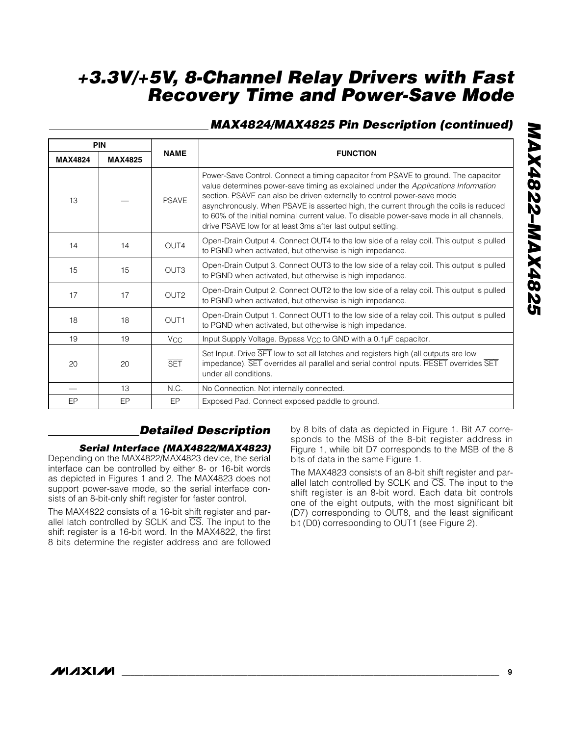## MAX4824/MAX4825 Pin Description (continued)

| PIN | | NAME | FUNCTION |
|---|---|---|---|
| MAX4824 | MAX4825 | | |
| 13 | — | PSAVE | Power-Save Control. Connect a timing capacitor from PSAVE to ground. The capacitor value determines power-save timing as explained under the *Applications Information* section. PSAVE can also be driven externally to control power-save mode asynchronously. When PSAVE is asserted high, the current through the coils is reduced to 60% of the initial nominal current value. To disable power-save mode in all channels, drive PSAVE low for at least 3ms after last output setting. |
| 14 | 14 | OUT4 | Open-Drain Output 4. Connect OUT4 to the low side of a relay coil. This output is pulled to PGND when activated, but otherwise is high impedance. |
| 15 | 15 | OUT3 | Open-Drain Output 3. Connect OUT3 to the low side of a relay coil. This output is pulled to PGND when activated, but otherwise is high impedance. |
| 17 | 17 | OUT2 | Open-Drain Output 2. Connect OUT2 to the low side of a relay coil. This output is pulled to PGND when activated, but otherwise is high impedance. |
| 18 | 18 | OUT1 | Open-Drain Output 1. Connect OUT1 to the low side of a relay coil. This output is pulled to PGND when activated, but otherwise is high impedance. |
| 19 | 19 | $V_{CC}$ | Input Supply Voltage. Bypass $V_{CC}$ to GND with a 0.1µF capacitor. |
| 20 | 20 | $\overline{SET}$ | Set Input. Drive $\overline{SET}$ low to set all latches and registers high (all outputs are low impedance). $\overline{SET}$ overrides all parallel and serial control inputs. $\overline{RESET}$ overrides $\overline{SET}$ under all conditions. |
| — | 13 | N.C. | No Connection. Not internally connected. |
| EP | EP | EP | Exposed Pad. Connect exposed paddle to ground. |

## Detailed Description

### Serial Interface (MAX4822/MAX4823)

Depending on the MAX4822/MAX4823 device, the serial interface can be controlled by either 8- or 16-bit words as depicted in Figures 1 and 2. The MAX4823 does not support power-save mode, so the serial interface consists of an 8-bit-only shift register for faster control.

The MAX4822 consists of a 16-bit shift register and parallel latch controlled by SCLK and $\overline{CS}$. The input to the shift register is a 16-bit word. In the MAX4822, the first 8 bits determine the register address and are followed by 8 bits of data as depicted in Figure 1. Bit A7 corresponds to the MSB of the 8-bit register address in Figure 1, while bit D7 corresponds to the MSB of the 8 bits of data in the same Figure 1.

The MAX4823 consists of an 8-bit shift register and parallel latch controlled by SCLK and $\overline{CS}$. The input to the shift register is an 8-bit word. Each data bit controls one of the eight outputs, with the most significant bit (D7) corresponding to OUT8, and the least significant bit (D0) corresponding to OUT1 (see Figure 2).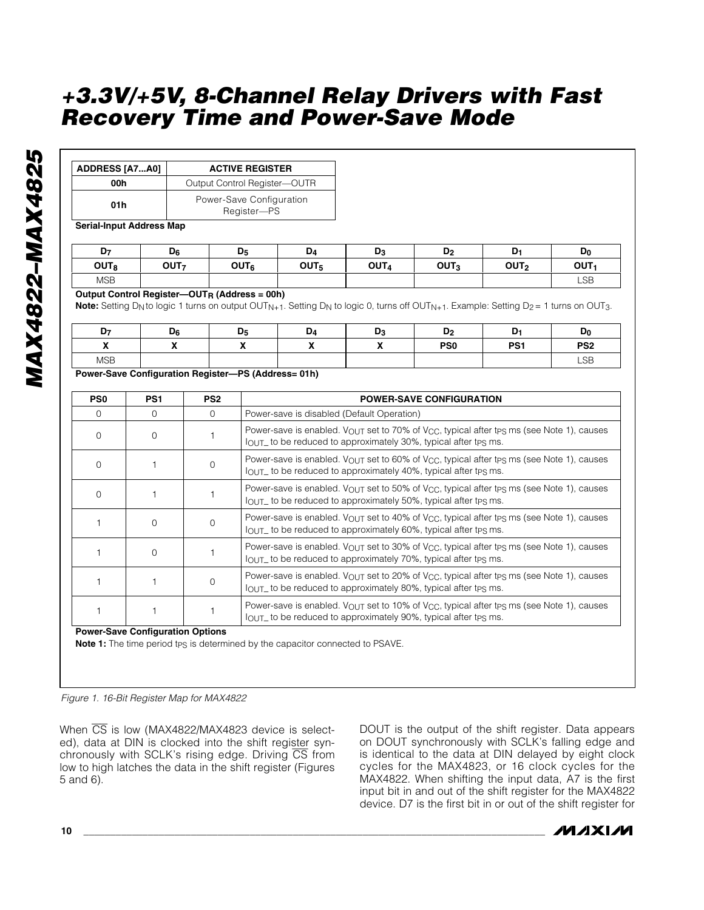| ADDRESS [A7...A0] | ACTIVE REGISTER |
|---|---|
| 00h | Output Control Register—OUTR |
| 01h | Power-Save Configuration Register—PS |

**Serial-Input Address Map**

| $D_7$ | $D_6$ | $D_5$ | $D_4$ | $D_3$ | $D_2$ | $D_1$ | $D_0$ |
|---|---|---|---|---|---|---|---|
| $OUT_8$ | $OUT_7$ | $OUT_6$ | $OUT_5$ | $OUT_4$ | $OUT_3$ | $OUT_2$ | $OUT_1$ |
| MSB | | | | | | | LSB |

**Output Control Register—$OUT_R$ (Address = 00h)**

**Note:** Setting $D_N$ to logic 1 turns on output $OUT_{N+1}$. Setting $D_N$ to logic 0, turns off $OUT_{N+1}$. Example: Setting $D_2 = 1$ turns on $OUT_3$.

| $D_7$ | $D_6$ | $D_5$ | $D_4$ | $D_3$ | $D_2$ | $D_1$ | $D_0$ |
|---|---|---|---|---|---|---|---|
| X | X | X | X | X | PS0 | PS1 | PS2 |
| MSB | | | | | | | LSB |

**Power-Save Configuration Register—PS (Address= 01h)**

| PS0 | PS1 | PS2 | POWER-SAVE CONFIGURATION |
|---|---|---|---|
| 0 | 0 | 0 | Power-save is disabled (Default Operation) |
| 0 | 0 | 1 | Power-save is enabled. $V_{OUT}$ set to 70% of $V_{CC}$, typical after $t_{PS}$ ms (see Note 1), causes $I_{OUT\_}$ to be reduced to approximately 30%, typical after $t_{PS}$ ms. |
| 0 | 1 | 0 | Power-save is enabled. $V_{OUT}$ set to 60% of $V_{CC}$, typical after $t_{PS}$ ms (see Note 1), causes $I_{OUT\_}$ to be reduced to approximately 40%, typical after $t_{PS}$ ms. |
| 0 | 1 | 1 | Power-save is enabled. $V_{OUT}$ set to 50% of $V_{CC}$, typical after $t_{PS}$ ms (see Note 1), causes $I_{OUT\_}$ to be reduced to approximately 50%, typical after $t_{PS}$ ms. |
| 1 | 0 | 0 | Power-save is enabled. $V_{OUT}$ set to 40% of $V_{CC}$, typical after $t_{PS}$ ms (see Note 1), causes $I_{OUT\_}$ to be reduced to approximately 60%, typical after $t_{PS}$ ms. |
| 1 | 0 | 1 | Power-save is enabled. $V_{OUT}$ set to 30% of $V_{CC}$, typical after $t_{PS}$ ms (see Note 1), causes $I_{OUT\_}$ to be reduced to approximately 70%, typical after $t_{PS}$ ms. |
| 1 | 1 | 0 | Power-save is enabled. $V_{OUT}$ set to 20% of $V_{CC}$, typical after $t_{PS}$ ms (see Note 1), causes $I_{OUT\_}$ to be reduced to approximately 80%, typical after $t_{PS}$ ms. |
| 1 | 1 | 1 | Power-save is enabled. $V_{OUT}$ set to 10% of $V_{CC}$, typical after $t_{PS}$ ms (see Note 1), causes $I_{OUT\_}$ to be reduced to approximately 90%, typical after $t_{PS}$ ms. |

**Power-Save Configuration Options**

**Note 1:** The time period $t_{PS}$ is determined by the capacitor connected to PSAVE.

*Figure 1. 16-Bit Register Map for MAX4822*

When $\overline{CS}$ is low (MAX4822/MAX4823 device is selected), data at DIN is clocked into the shift register synchronously with SCLK's rising edge. Driving $\overline{CS}$ from low to high latches the data in the shift register (Figures 5 and 6).

DOUT is the output of the shift register. Data appears on DOUT synchronously with SCLK's falling edge and is identical to the data at DIN delayed by eight clock cycles for the MAX4823, or 16 clock cycles for the MAX4822. When shifting the input data, A7 is the first input bit in and out of the shift register for the MAX4822 device. D7 is the first bit in or out of the shift register for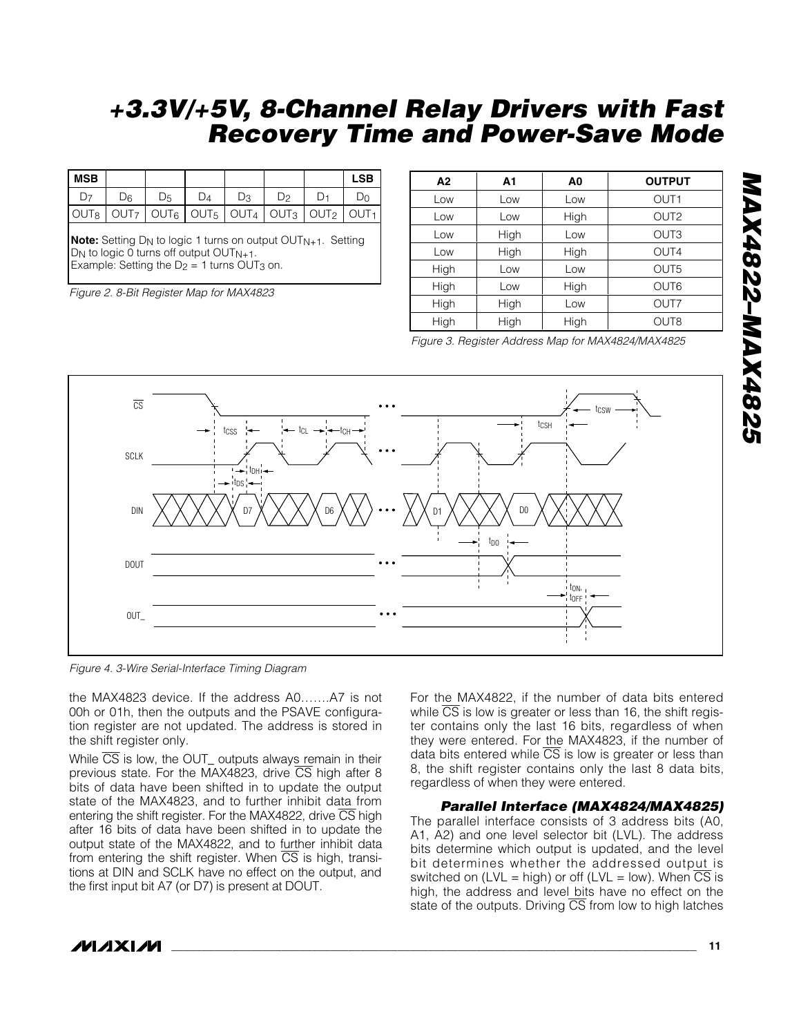| MSB | | | | | | | LSB |
|---|---|---|---|---|---|---|---|
| $D_7$ | $D_6$ | $D_5$ | $D_4$ | $D_3$ | $D_2$ | $D_1$ | $D_0$ |
| $OUT_8$ | $OUT_7$ | $OUT_6$ | $OUT_5$ | $OUT_4$ | $OUT_3$ | $OUT_2$ | $OUT_1$ |

**Note:** Setting $D_N$ to logic 1 turns on output $OUT_{N+1}$. Setting $D_N$ to logic 0 turns off output $OUT_{N+1}$.
Example: Setting the $D_2$ = 1 turns $OUT_3$ on.

*Figure 2. 8-Bit Register Map for MAX4823*

| A2 | A1 | A0 | OUTPUT |
|---|---|---|---|
| Low | Low | Low | OUT1 |
| Low | Low | High | OUT2 |
| Low | High | Low | OUT3 |
| Low | High | High | OUT4 |
| High | Low | Low | OUT5 |
| High | Low | High | OUT6 |
| High | High | Low | OUT7 |
| High | High | High | OUT8 |

*Figure 3. Register Address Map for MAX4824/MAX4825*

*Figure 4. 3-Wire Serial-Interface Timing Diagram*

the MAX4823 device. If the address A0.......A7 is not 00h or 01h, then the outputs and the PSAVE configuration register are not updated. The address is stored in the shift register only.

While $\overline{CS}$ is low, the OUT_ outputs always remain in their previous state. For the MAX4823, drive $\overline{CS}$ high after 8 bits of data have been shifted in to update the output state of the MAX4823, and to further inhibit data from entering the shift register. For the MAX4822, drive $\overline{CS}$ high after 16 bits of data have been shifted in to update the output state of the MAX4822, and to further inhibit data from entering the shift register. When $\overline{CS}$ is high, transitions at DIN and SCLK have no effect on the output, and the first input bit A7 (or D7) is present at DOUT.

For the MAX4822, if the number of data bits entered while $\overline{CS}$ is low is greater or less than 16, the shift register contains only the last 16 bits, regardless of when they were entered. For the MAX4823, if the number of data bits entered while $\overline{CS}$ is low is greater or less than 8, the shift register contains only the last 8 data bits, regardless of when they were entered.

### Parallel Interface (MAX4824/MAX4825)

The parallel interface consists of 3 address bits (A0, A1, A2) and one level selector bit (LVL). The address bits determine which output is updated, and the level bit determines whether the addressed output is switched on (LVL = high) or off (LVL = low). When $\overline{CS}$ is high, the address and level bits have no effect on the state of the outputs. Driving $\overline{CS}$ from low to high latches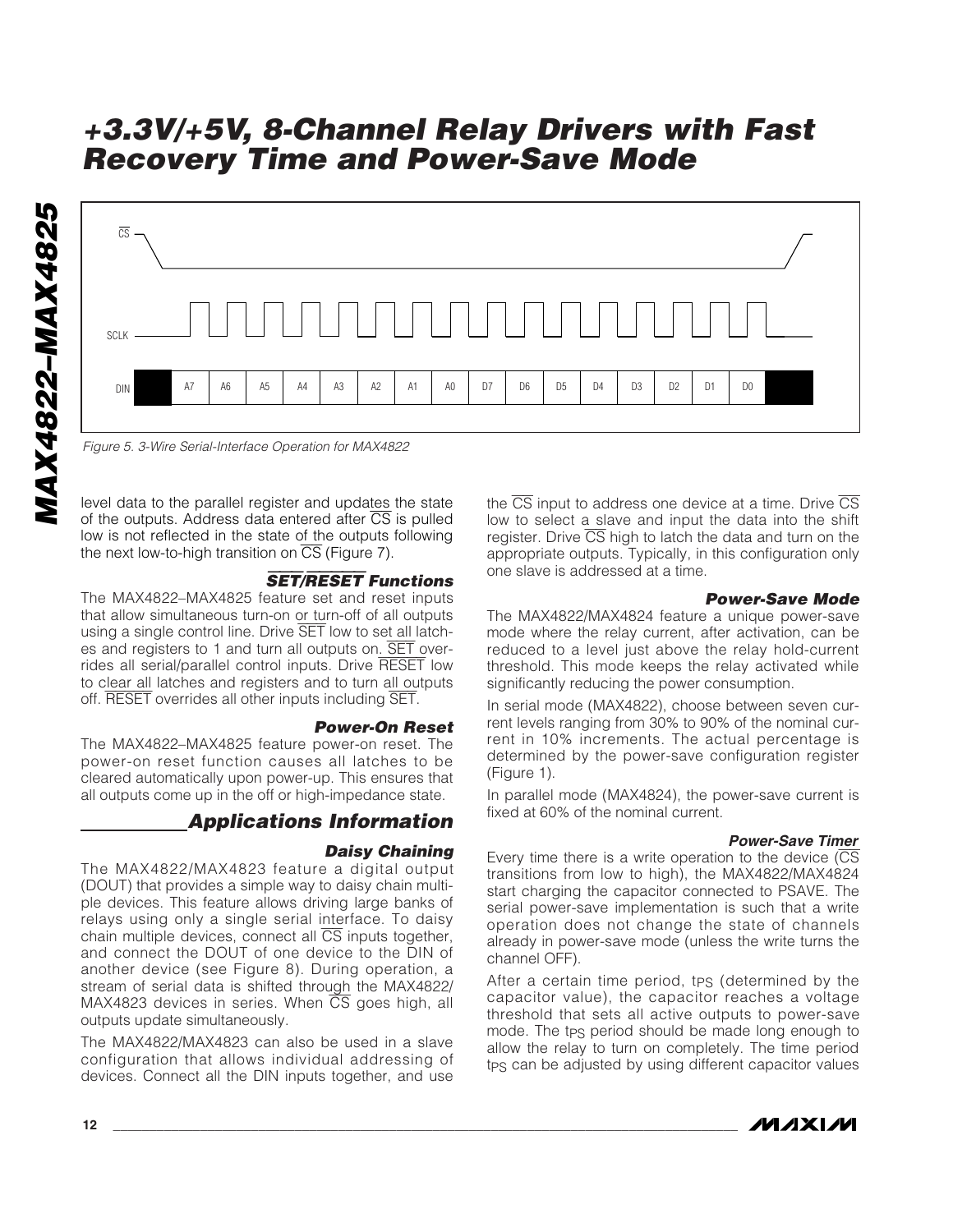CS

SCLK

DIN | A7 | A6 | A5 | A4 | A3 | A2 | A1 | A0 | D7 | D6 | D5 | D4 | D3 | D2 | D1 | D0

*Figure 5. 3-Wire Serial-Interface Operation for MAX4822*

level data to the parallel register and updates the state of the outputs. Address data entered after CS is pulled low is not reflected in the state of the outputs following the next low-to-high transition on CS (Figure 7).

### SET/RESET Functions

The MAX4822–MAX4825 feature set and reset inputs that allow simultaneous turn-on or turn-off of all outputs using a single control line. Drive SET low to set all latches and registers to 1 and turn all outputs on. SET overrides all serial/parallel control inputs. Drive RESET low to clear all latches and registers and to turn all outputs off. RESET overrides all other inputs including SET.

### Power-On Reset

The MAX4822–MAX4825 feature power-on reset. The power-on reset function causes all latches to be cleared automatically upon power-up. This ensures that all outputs come up in the off or high-impedance state.

## Applications Information

### Daisy Chaining

The MAX4822/MAX4823 feature a digital output (DOUT) that provides a simple way to daisy chain multiple devices. This feature allows driving large banks of relays using only a single serial interface. To daisy chain multiple devices, connect all CS inputs together, and connect the DOUT of one device to the DIN of another device (see Figure 8). During operation, a stream of serial data is shifted through the MAX4822/MAX4823 devices in series. When CS goes high, all outputs update simultaneously.

The MAX4822/MAX4823 can also be used in a slave configuration that allows individual addressing of devices. Connect all the DIN inputs together, and use the CS input to address one device at a time. Drive CS low to select a slave and input the data into the shift register. Drive CS high to latch the data and turn on the appropriate outputs. Typically, in this configuration only one slave is addressed at a time.

### Power-Save Mode

The MAX4822/MAX4824 feature a unique power-save mode where the relay current, after activation, can be reduced to a level just above the relay hold-current threshold. This mode keeps the relay activated while significantly reducing the power consumption.

In serial mode (MAX4822), choose between seven current levels ranging from 30% to 90% of the nominal current in 10% increments. The actual percentage is determined by the power-save configuration register (Figure 1).

In parallel mode (MAX4824), the power-save current is fixed at 60% of the nominal current.

#### Power-Save Timer

Every time there is a write operation to the device (CS transitions from low to high), the MAX4822/MAX4824 start charging the capacitor connected to PSAVE. The serial power-save implementation is such that a write operation does not change the state of channels already in power-save mode (unless the write turns the channel OFF).

After a certain time period, $t_{PS}$ (determined by the capacitor value), the capacitor reaches a voltage threshold that sets all active outputs to power-save mode. The $t_{PS}$ period should be made long enough to allow the relay to turn on completely. The time period $t_{PS}$ can be adjusted by using different capacitor values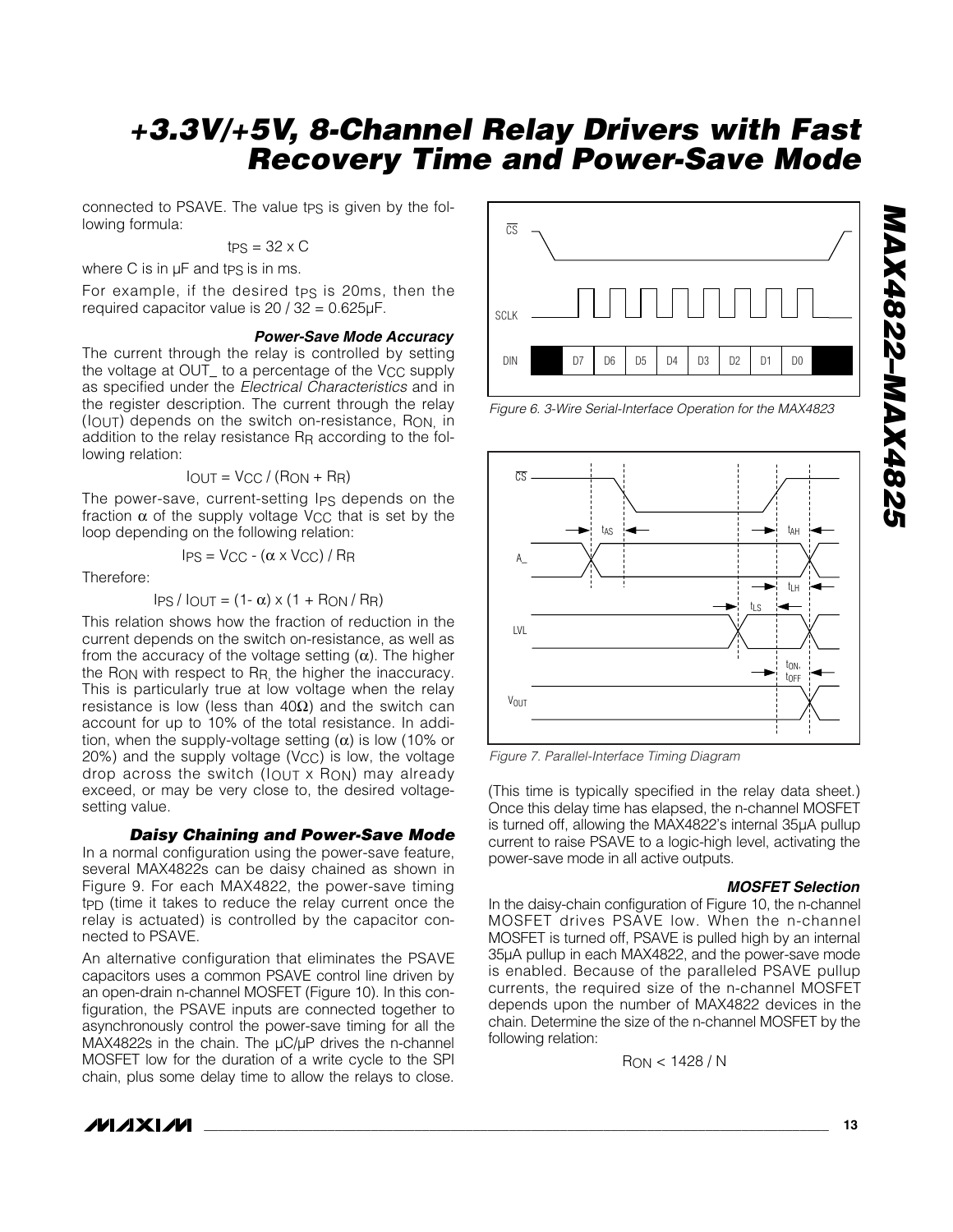connected to PSAVE. The value $t_{PS}$ is given by the following formula:

$$t_{PS} = 32 \times C$$

where C is in µF and $t_{PS}$ is in ms.

For example, if the desired $t_{PS}$ is 20ms, then the required capacitor value is 20 / 32 = 0.625µF.

### Power-Save Mode Accuracy

The current through the relay is controlled by setting the voltage at OUT_ to a percentage of the $V_{CC}$ supply as specified under the *Electrical Characteristics* and in the register description. The current through the relay ($I_{OUT}$) depends on the switch on-resistance, $R_{ON}$, in addition to the relay resistance $R_R$ according to the following relation:

$$I_{OUT} = V_{CC} / (R_{ON} + R_R)$$

The power-save, current-setting $I_{PS}$ depends on the fraction $\alpha$ of the supply voltage $V_{CC}$ that is set by the loop depending on the following relation:

$$I_{PS} = V_{CC} - (\alpha \times V_{CC}) / R_R$$

Therefore:

$$I_{PS} / I_{OUT} = (1- \alpha) \times (1 + R_{ON} / R_R)$$

This relation shows how the fraction of reduction in the current depends on the switch on-resistance, as well as from the accuracy of the voltage setting ($\alpha$). The higher the $R_{ON}$ with respect to $R_R$, the higher the inaccuracy. This is particularly true at low voltage when the relay resistance is low (less than 40Ω) and the switch can account for up to 10% of the total resistance. In addition, when the supply-voltage setting ($\alpha$) is low (10% or 20%) and the supply voltage ($V_{CC}$) is low, the voltage drop across the switch ($I_{OUT} \times R_{ON}$) may already exceed, or may be very close to, the desired voltage-setting value.

### Daisy Chaining and Power-Save Mode

In a normal configuration using the power-save feature, several MAX4822s can be daisy chained as shown in Figure 9. For each MAX4822, the power-save timing $t_{PD}$ (time it takes to reduce the relay current once the relay is actuated) is controlled by the capacitor connected to PSAVE.

An alternative configuration that eliminates the PSAVE capacitors uses a common PSAVE control line driven by an open-drain n-channel MOSFET (Figure 10). In this configuration, the PSAVE inputs are connected together to asynchronously control the power-save timing for all the MAX4822s in the chain. The µC/µP drives the n-channel MOSFET low for the duration of a write cycle to the SPI chain, plus some delay time to allow the relays to close.

Figure 6. 3-Wire Serial-Interface Operation for the MAX4823

Figure 7. Parallel-Interface Timing Diagram

(This time is typically specified in the relay data sheet.) Once this delay time has elapsed, the n-channel MOSFET is turned off, allowing the MAX4822's internal 35µA pullup current to raise PSAVE to a logic-high level, activating the power-save mode in all active outputs.

### MOSFET Selection

In the daisy-chain configuration of Figure 10, the n-channel MOSFET drives PSAVE low. When the n-channel MOSFET is turned off, PSAVE is pulled high by an internal 35µA pullup in each MAX4822, and the power-save mode is enabled. Because of the paralleled PSAVE pullup currents, the required size of the n-channel MOSFET depends upon the number of MAX4822 devices in the chain. Determine the size of the n-channel MOSFET by the following relation:

$$R_{ON} < 1428 / N$$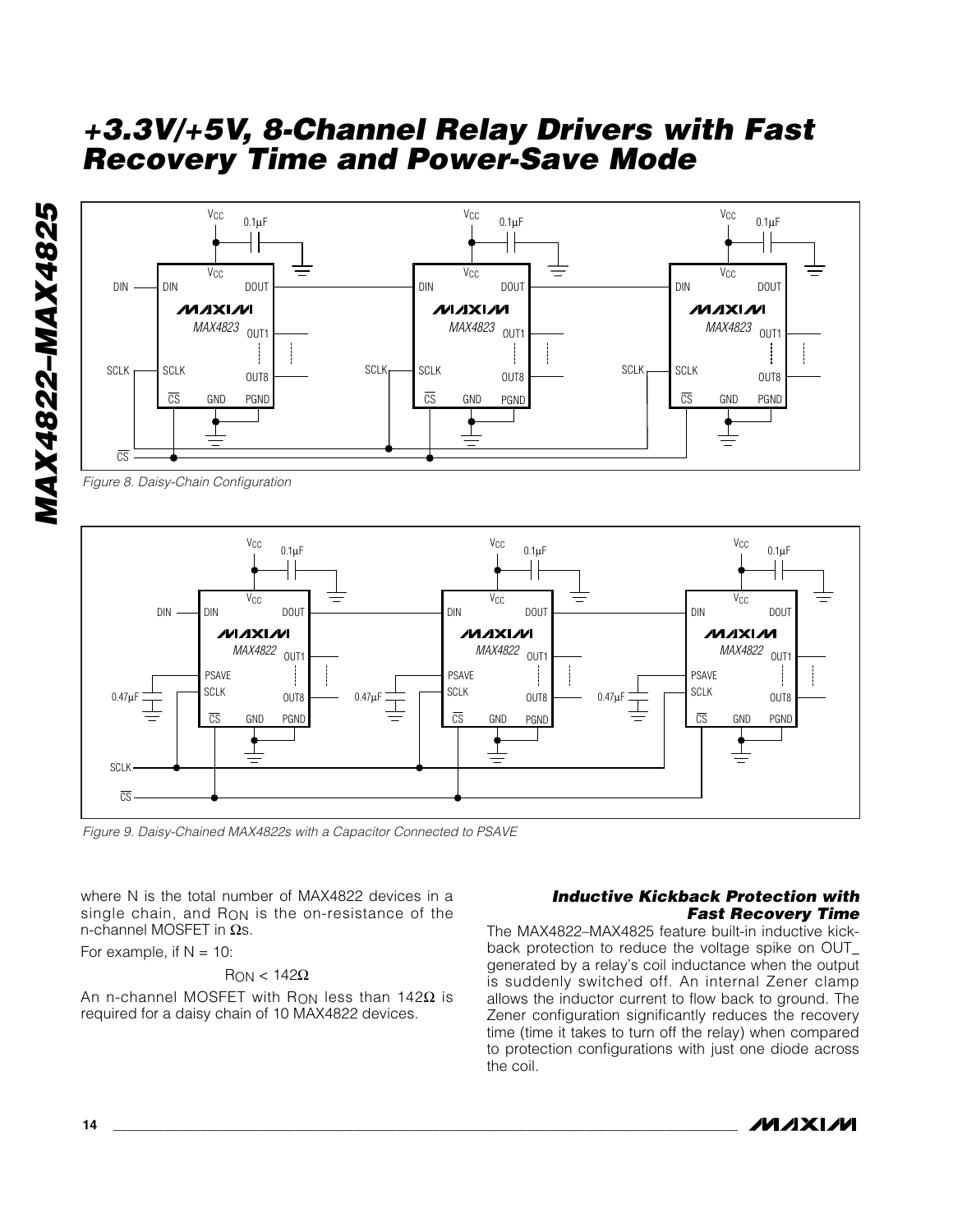Figure 8. Daisy-Chain Configuration

Figure 9. Daisy-Chained MAX4822s with a Capacitor Connected to PSAVE

where N is the total number of MAX4822 devices in a single chain, and $R_{ON}$ is the on-resistance of the n-channel MOSFET in Ωs.

For example, if N = 10:

$$R_{ON} < 142\Omega$$

An n-channel MOSFET with $R_{ON}$ less than 142Ω is required for a daisy chain of 10 MAX4822 devices.

### Inductive Kickback Protection with Fast Recovery Time

The MAX4822–MAX4825 feature built-in inductive kickback protection to reduce the voltage spike on OUT_ generated by a relay's coil inductance when the output is suddenly switched off. An internal Zener clamp allows the inductor current to flow back to ground. The Zener configuration significantly reduces the recovery time (time it takes to turn off the relay) when compared to protection configurations with just one diode across the coil.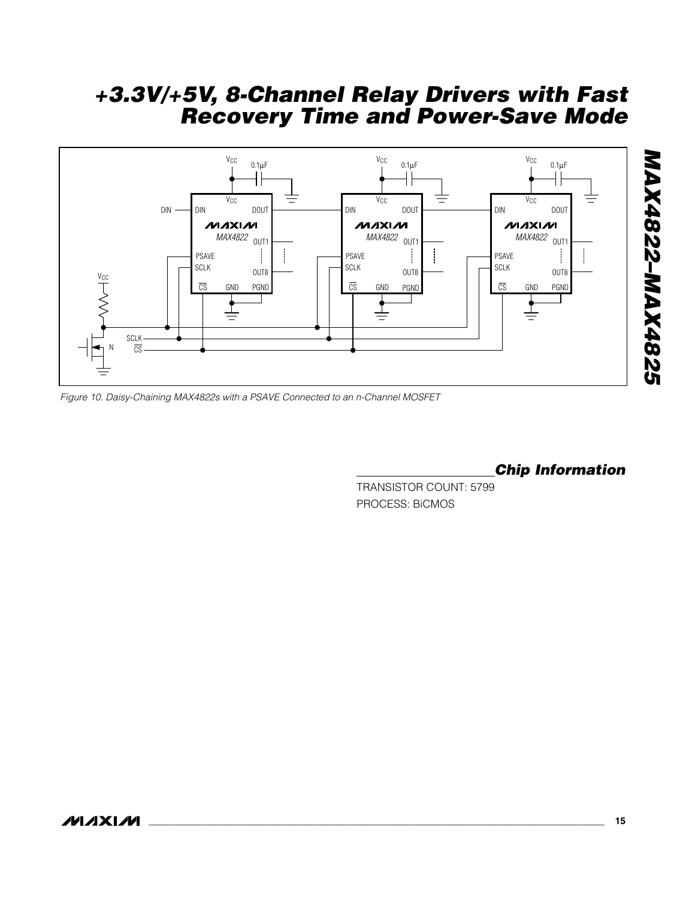Figure 10. Daisy-Chaining MAX4822s with a PSAVE Connected to an n-Channel MOSFET

## Chip Information

TRANSISTOR COUNT: 5799

PROCESS: BiCMOS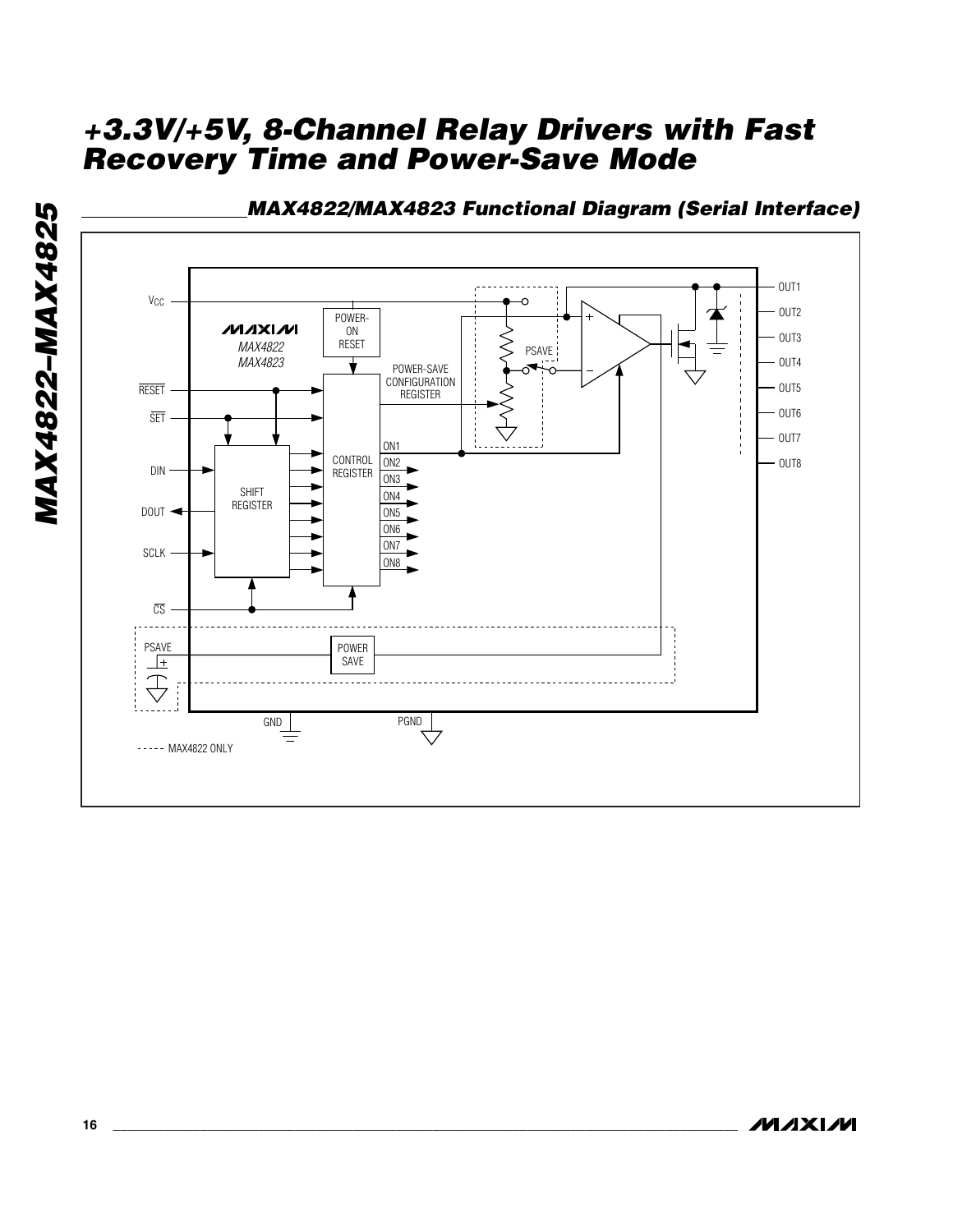## MAX4822/MAX4823 Functional Diagram (Serial Interface)

VCC

POWER-ON RESET

MAX4822
MAX4823

POWER-SAVE CONFIGURATION REGISTER

PSAVE

RESET

SET

DIN

DOUT

SCLK

CS

SHIFT REGISTER

CONTROL REGISTER

ON1
ON2
ON3
ON4
ON5
ON6
ON7
ON8

OUT1
OUT2
OUT3
OUT4
OUT5
OUT6
OUT7
OUT8

PSAVE

POWER SAVE

GND

PGND

----- MAX4822 ONLY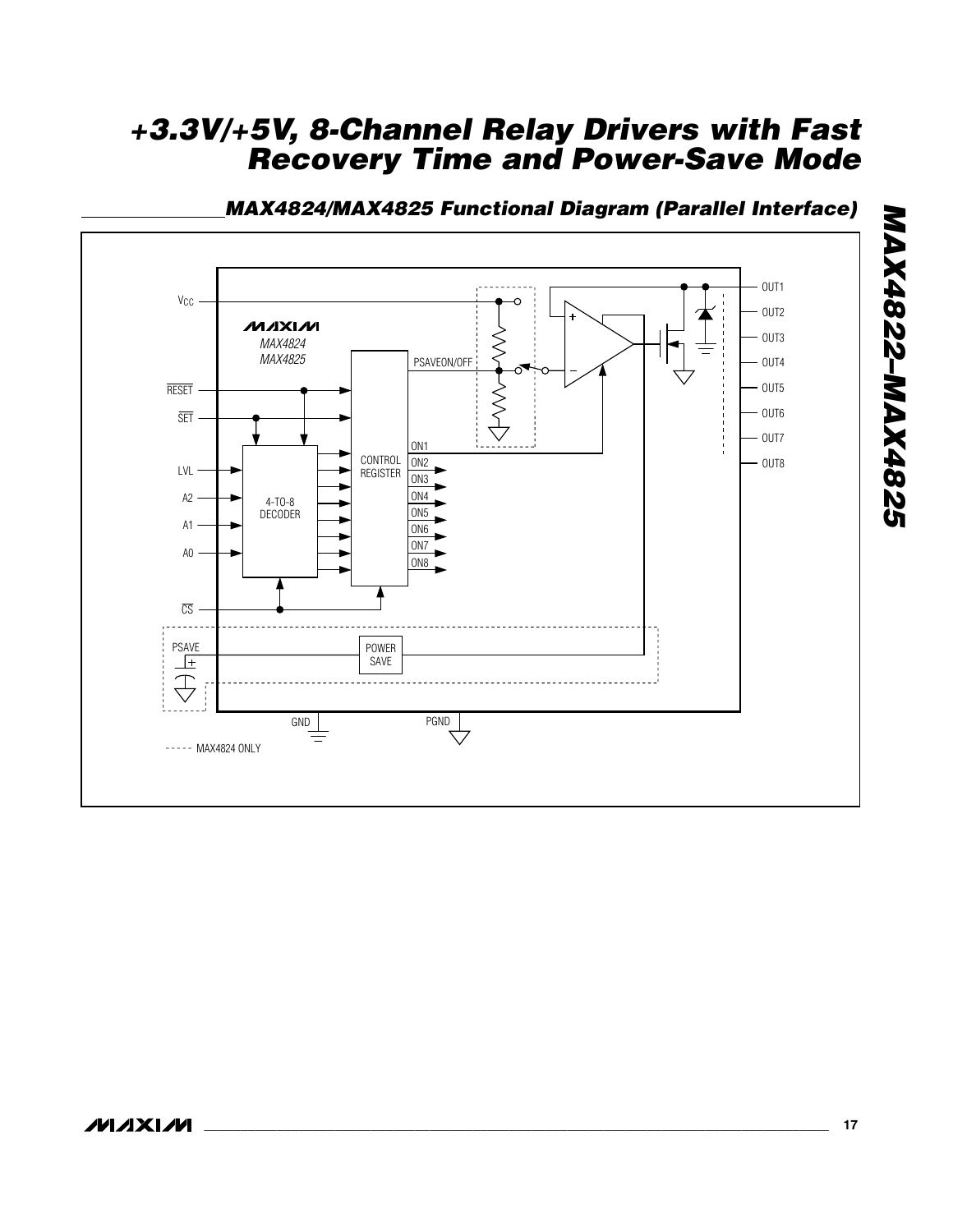## MAX4824/MAX4825 Functional Diagram (Parallel Interface)

$V_{CC}$

MAX4824
MAX4825

RESET
SET
LVL
A2
A1
A0
CS
PSAVE

4-TO-8 DECODER

CONTROL REGISTER

PSAVEON/OFF

ON1
ON2
ON3
ON4
ON5
ON6
ON7
ON8

POWER SAVE

OUT1
OUT2
OUT3
OUT4
OUT5
OUT6
OUT7
OUT8

GND
PGND

----- MAX4824 ONLY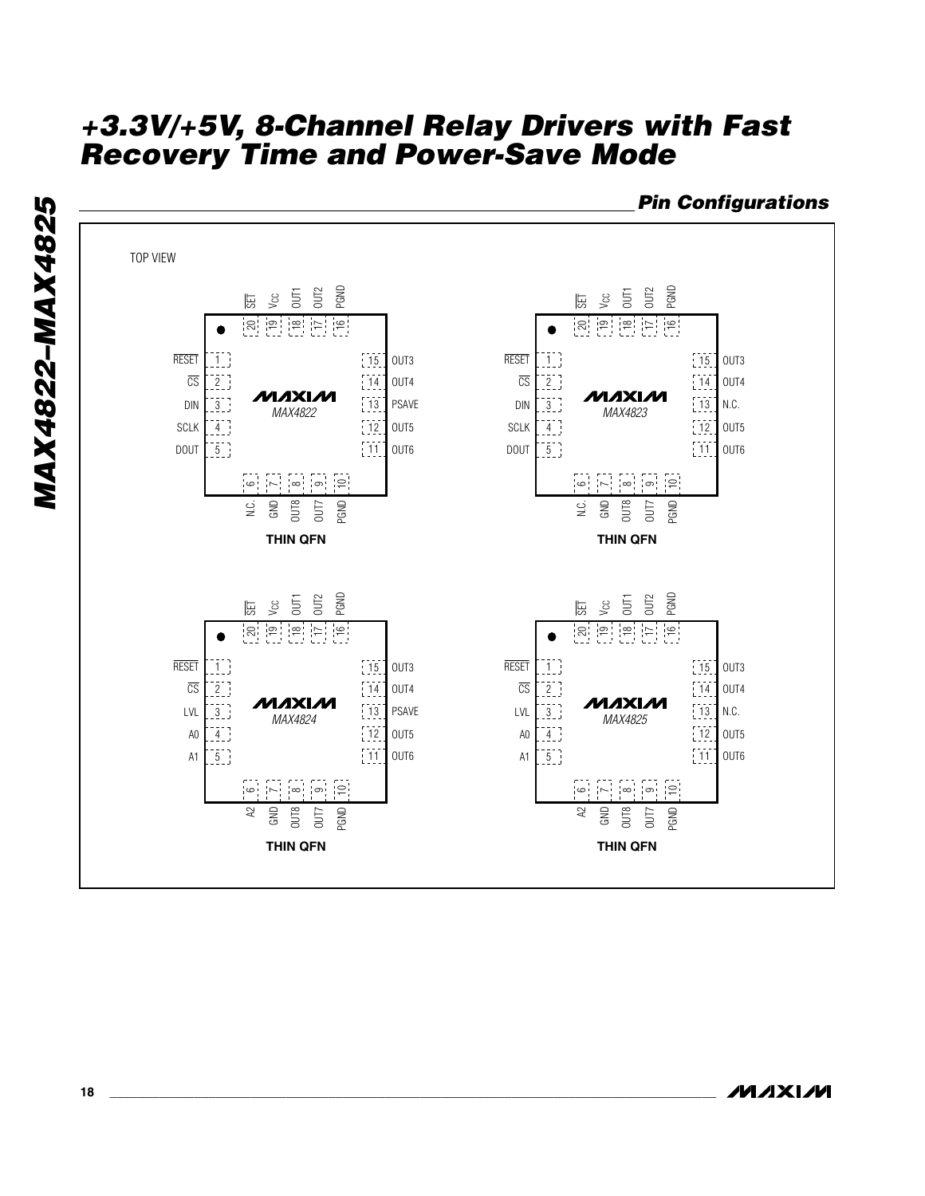## Pin Configurations

TOP VIEW

**MAX4822 — THIN QFN**

| Pin | Name |
|---|---|
| 1 | $\overline{RESET}$ |
| 2 | $\overline{CS}$ |
| 3 | DIN |
| 4 | SCLK |
| 5 | DOUT |
| 6 | N.C. |
| 7 | GND |
| 8 | OUT8 |
| 9 | OUT7 |
| 10 | PGND |
| 11 | OUT6 |
| 12 | OUT5 |
| 13 | PSAVE |
| 14 | OUT4 |
| 15 | OUT3 |
| 16 | PGND |
| 17 | OUT2 |
| 18 | OUT1 |
| 19 | $V_{CC}$ |
| 20 | $\overline{SET}$ |

**MAX4823 — THIN QFN**

| Pin | Name |
|---|---|
| 1 | $\overline{RESET}$ |
| 2 | $\overline{CS}$ |
| 3 | DIN |
| 4 | SCLK |
| 5 | DOUT |
| 6 | N.C. |
| 7 | GND |
| 8 | OUT8 |
| 9 | OUT7 |
| 10 | PGND |
| 11 | OUT6 |
| 12 | OUT5 |
| 13 | N.C. |
| 14 | OUT4 |
| 15 | OUT3 |
| 16 | PGND |
| 17 | OUT2 |
| 18 | OUT1 |
| 19 | $V_{CC}$ |
| 20 | $\overline{SET}$ |

**MAX4824 — THIN QFN**

| Pin | Name |
|---|---|
| 1 | $\overline{RESET}$ |
| 2 | $\overline{CS}$ |
| 3 | LVL |
| 4 | A0 |
| 5 | A1 |
| 6 | A2 |
| 7 | GND |
| 8 | OUT8 |
| 9 | OUT7 |
| 10 | PGND |
| 11 | OUT6 |
| 12 | OUT5 |
| 13 | PSAVE |
| 14 | OUT4 |
| 15 | OUT3 |
| 16 | PGND |
| 17 | OUT2 |
| 18 | OUT1 |
| 19 | $V_{CC}$ |
| 20 | $\overline{SET}$ |

**MAX4825 — THIN QFN**

| Pin | Name |
|---|---|
| 1 | $\overline{RESET}$ |
| 2 | $\overline{CS}$ |
| 3 | LVL |
| 4 | A0 |
| 5 | A1 |
| 6 | A2 |
| 7 | GND |
| 8 | OUT8 |
| 9 | OUT7 |
| 10 | PGND |
| 11 | OUT6 |
| 12 | OUT5 |
| 13 | N.C. |
| 14 | OUT4 |
| 15 | OUT3 |
| 16 | PGND |
| 17 | OUT2 |
| 18 | OUT1 |
| 19 | $V_{CC}$ |
| 20 | $\overline{SET}$ |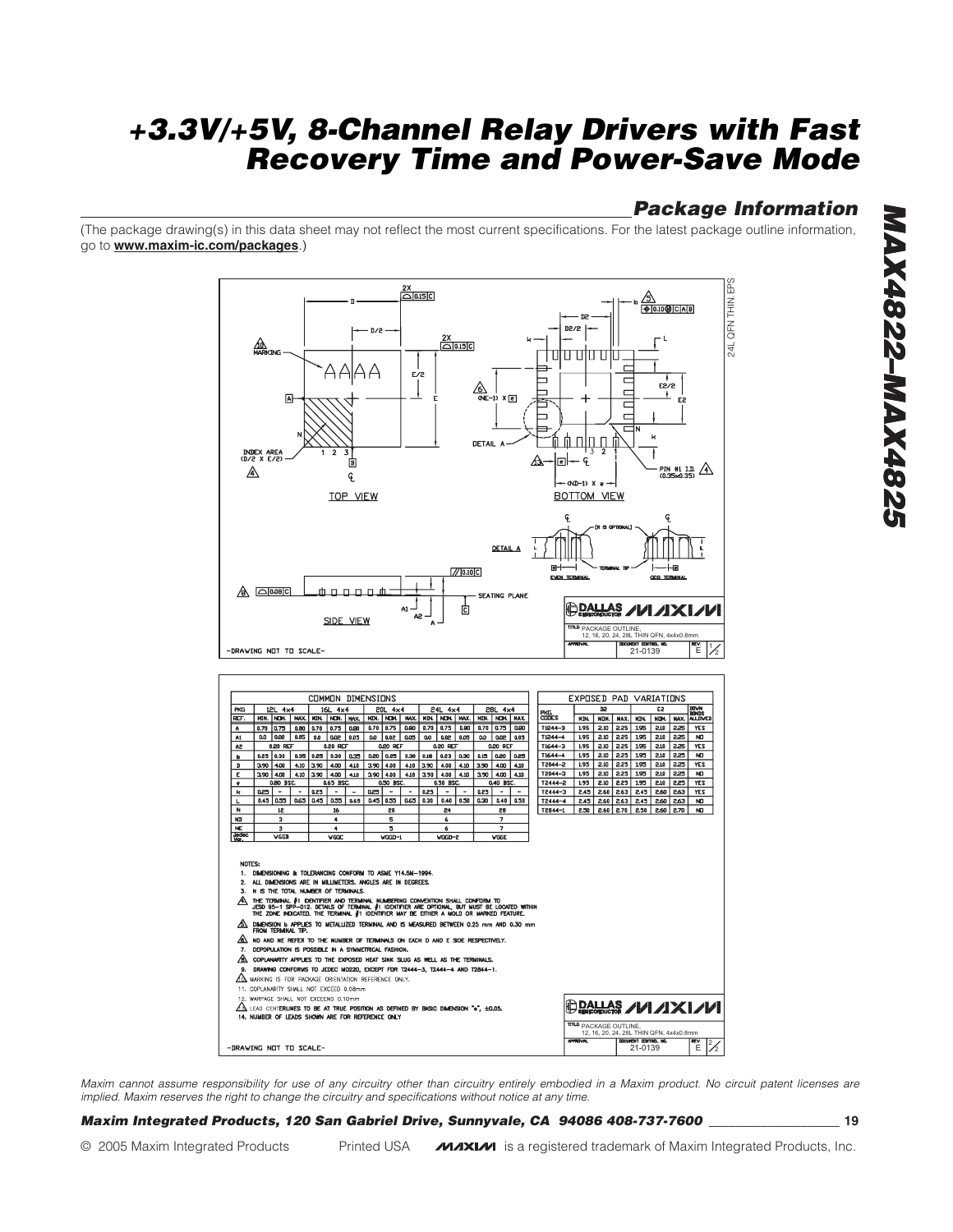## Package Information

(The package drawing(s) in this data sheet may not reflect the most current specifications. For the latest package outline information, go to **www.maxim-ic.com/packages**.)

24L QFN THIN.EPS

TOP VIEW

BOTTOM VIEW

SIDE VIEW

DETAIL A

-DRAWING NOT TO SCALE-

PACKAGE OUTLINE, 12, 16, 20, 24, 28L THIN QFN, 4x4x0.8mm

21-0139 E 1/2

| COMMON DIMENSIONS | | | | | | | | | | | | | | | |
|---|---|---|---|---|---|---|---|---|---|---|---|---|---|---|---|
| PKG | 12L 4x4 | | | 16L 4x4 | | | 20L 4x4 | | | 24L 4x4 | | | 28L 4x4 | | |
| REF. | MIN. | NOM. | MAX. | MIN. | NOM. | MAX. | MIN. | NOM. | MAX. | MIN. | NOM. | MAX. | MIN. | NOM. | MAX. |
| A | 0.70 | 0.75 | 0.80 | 0.70 | 0.75 | 0.80 | 0.70 | 0.75 | 0.80 | 0.70 | 0.75 | 0.80 | 0.70 | 0.75 | 0.80 |
| A1 | 0.0 | 0.02 | 0.05 | 0.0 | 0.02 | 0.05 | 0.0 | 0.02 | 0.05 | 0.0 | 0.02 | 0.05 | 0.0 | 0.02 | 0.05 |
| A2 | 0.20 REF | | | 0.20 REF | | | 0.20 REF | | | 0.20 REF | | | 0.20 REF | | |
| b | 0.25 | 0.30 | 0.35 | 0.25 | 0.30 | 0.35 | 0.20 | 0.25 | 0.30 | 0.18 | 0.23 | 0.30 | 0.15 | 0.20 | 0.25 |
| D | 3.90 | 4.00 | 4.10 | 3.90 | 4.00 | 4.10 | 3.90 | 4.00 | 4.10 | 3.90 | 4.00 | 4.10 | 3.90 | 4.00 | 4.10 |
| E | 3.90 | 4.00 | 4.10 | 3.90 | 4.00 | 4.10 | 3.90 | 4.00 | 4.10 | 3.90 | 4.00 | 4.10 | 3.90 | 4.00 | 4.10 |
| e | 0.80 BSC. | | | 0.65 BSC. | | | 0.50 BSC. | | | 0.50 BSC. | | | 0.40 BSC. | | |
| k | 0.25 | - | - | 0.25 | - | - | 0.25 | - | - | 0.25 | - | - | 0.25 | - | - |
| L | 0.45 | 0.55 | 0.65 | 0.45 | 0.55 | 0.65 | 0.45 | 0.55 | 0.65 | 0.30 | 0.40 | 0.50 | 0.30 | 0.40 | 0.50 |
| N | 12 | | | 16 | | | 20 | | | 24 | | | 28 | | |
| ND | 3 | | | 4 | | | 5 | | | 6 | | | 7 | | |
| NE | 3 | | | 4 | | | 5 | | | 6 | | | 7 | | |
| Jedec Var. | WGGB | | | WGGC | | | WGGD-1 | | | WGGD-2 | | | WGGE | | |

| EXPOSED PAD VARIATIONS | | | | | | | |
|---|---|---|---|---|---|---|---|
| PKG. CODES | D2 | | | E2 | | | DOWN BONDS ALLOWED |
| | MIN. | NOM. | MAX. | MIN. | NOM. | MAX. | |
| T1244-3 | 1.95 | 2.10 | 2.25 | 1.95 | 2.10 | 2.25 | YES |
| T1244-4 | 1.95 | 2.10 | 2.25 | 1.95 | 2.10 | 2.25 | NO |
| T1644-3 | 1.95 | 2.10 | 2.25 | 1.95 | 2.10 | 2.25 | YES |
| T1644-4 | 1.95 | 2.10 | 2.25 | 1.95 | 2.10 | 2.25 | NO |
| T2044-2 | 1.95 | 2.10 | 2.25 | 1.95 | 2.10 | 2.25 | YES |
| T2044-3 | 1.95 | 2.10 | 2.25 | 1.95 | 2.10 | 2.25 | NO |
| T2444-2 | 1.95 | 2.10 | 2.25 | 1.95 | 2.10 | 2.25 | YES |
| T2444-3 | 2.45 | 2.60 | 2.63 | 2.45 | 2.60 | 2.63 | YES |
| T2444-4 | 2.45 | 2.60 | 2.63 | 2.45 | 2.60 | 2.63 | NO |
| T2844-1 | 2.50 | 2.60 | 2.70 | 2.50 | 2.60 | 2.70 | NO |

NOTES:

1. DIMENSIONING & TOLERANCING CONFORM TO ASME Y14.5M-1994.
2. ALL DIMENSIONS ARE IN MILLIMETERS. ANGLES ARE IN DEGREES.
3. N IS THE TOTAL NUMBER OF TERMINALS.
4. THE TERMINAL #1 IDENTIFIER AND TERMINAL NUMBERING CONVENTION SHALL CONFORM TO JESD 95-1 SPP-012. DETAILS OF TERMINAL #1 IDENTIFIER ARE OPTIONAL, BUT MUST BE LOCATED WITHIN THE ZONE INDICATED. THE TERMINAL #1 IDENTIFIER MAY BE EITHER A MOLD OR MARKED FEATURE.
5. DIMENSION b APPLIES TO METALLIZED TERMINAL AND IS MEASURED BETWEEN 0.25 mm AND 0.30 mm FROM TERMINAL TIP.
6. ND AND NE REFER TO THE NUMBER OF TERMINALS ON EACH D AND E SIDE RESPECTIVELY.
7. DEPOPULATION IS POSSIBLE IN A SYMMETRICAL FASHION.
8. COPLANARITY APPLIES TO THE EXPOSED HEAT SINK SLUG AS WELL AS THE TERMINALS.
9. DRAWING CONFORMS TO JEDEC MO220, EXCEPT FOR T2444-3, T2444-4 AND T2844-1.
10. MARKING IS FOR PACKAGE ORIENTATION REFERENCE ONLY.
11. COPLANARITY SHALL NOT EXCEED 0.08mm
12. WARPAGE SHALL NOT EXCEED 0.10mm
13. LEAD CENTERLINES TO BE AT TRUE POSITION AS DEFINED BY BASIC DIMENSION "e", ±0.05.
14. NUMBER OF LEADS SHOWN ARE FOR REFERENCE ONLY

-DRAWING NOT TO SCALE-

PACKAGE OUTLINE, 12, 16, 20, 24, 28L THIN QFN, 4x4x0.8mm

21-0139 E 2/2

*Maxim cannot assume responsibility for use of any circuitry other than circuitry entirely embodied in a Maxim product. No circuit patent licenses are implied. Maxim reserves the right to change the circuitry and specifications without notice at any time.*

***Maxim Integrated Products, 120 San Gabriel Drive, Sunnyvale, CA 94086 408-737-7600***

© 2005 Maxim Integrated Products Printed USA MAXIM is a registered trademark of Maxim Integrated Products, Inc.